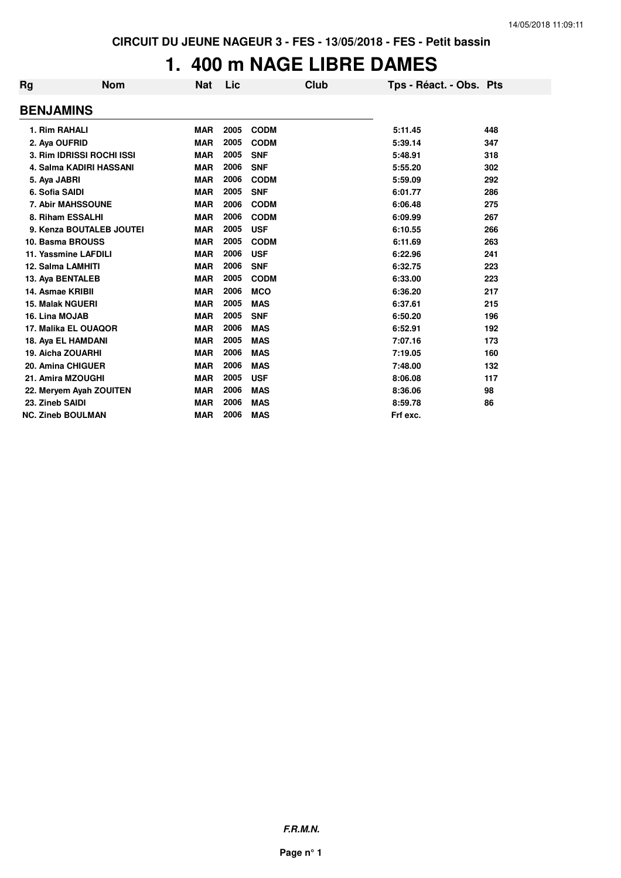CIRCUIT DU JEUNE NAGEUR 3 - FES - 13/05/2018 - FES - Petit bassin

# 1. 400 m NAGE LIBRE DAMES

| Rg | Nom | Nat | Lic | Club | Tps - Réact. - Obs. | Pts |
|---|---|---|---|---|---|---|
| **BENJAMINS** | | | | | | |
| 1. | Rim RAHALI | MAR | 2005 | CODM | 5:11.45 | 448 |
| 2. | Aya OUFRID | MAR | 2005 | CODM | 5:39.14 | 347 |
| 3. | Rim IDRISSI ROCHI ISSI | MAR | 2005 | SNF | 5:48.91 | 318 |
| 4. | Salma KADIRI HASSANI | MAR | 2006 | SNF | 5:55.20 | 302 |
| 5. | Aya JABRI | MAR | 2006 | CODM | 5:59.09 | 292 |
| 6. | Sofia SAIDI | MAR | 2005 | SNF | 6:01.77 | 286 |
| 7. | Abir MAHSSOUNE | MAR | 2006 | CODM | 6:06.48 | 275 |
| 8. | Riham ESSALHI | MAR | 2006 | CODM | 6:09.99 | 267 |
| 9. | Kenza BOUTALEB JOUTEI | MAR | 2005 | USF | 6:10.55 | 266 |
| 10. | Basma BROUSS | MAR | 2005 | CODM | 6:11.69 | 263 |
| 11. | Yassmine LAFDILI | MAR | 2006 | USF | 6:22.96 | 241 |
| 12. | Salma LAMHITI | MAR | 2006 | SNF | 6:32.75 | 223 |
| 13. | Aya BENTALEB | MAR | 2005 | CODM | 6:33.00 | 223 |
| 14. | Asmae KRIBII | MAR | 2006 | MCO | 6:36.20 | 217 |
| 15. | Malak NGUERI | MAR | 2005 | MAS | 6:37.61 | 215 |
| 16. | Lina MOJAB | MAR | 2005 | SNF | 6:50.20 | 196 |
| 17. | Malika EL OUAQOR | MAR | 2006 | MAS | 6:52.91 | 192 |
| 18. | Aya EL HAMDANI | MAR | 2005 | MAS | 7:07.16 | 173 |
| 19. | Aicha ZOUARHI | MAR | 2006 | MAS | 7:19.05 | 160 |
| 20. | Amina CHIGUER | MAR | 2006 | MAS | 7:48.00 | 132 |
| 21. | Amira MZOUGHI | MAR | 2005 | USF | 8:06.08 | 117 |
| 22. | Meryem Ayah ZOUITEN | MAR | 2006 | MAS | 8:36.06 | 98 |
| 23. | Zineb SAIDI | MAR | 2006 | MAS | 8:59.78 | 86 |
| NC. | Zineb BOULMAN | MAR | 2006 | MAS | Frf exc. | |

***F.R.M.N.***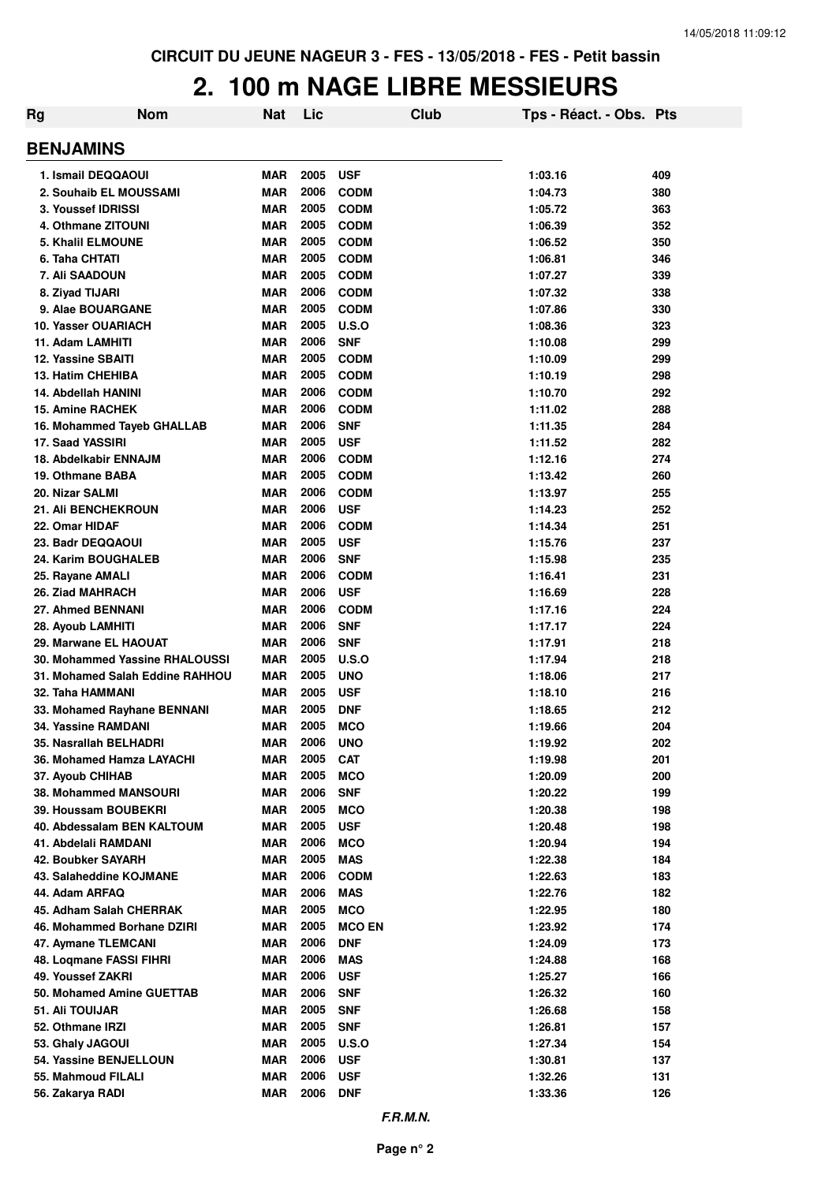CIRCUIT DU JEUNE NAGEUR 3 - FES - 13/05/2018 - FES - Petit bassin

# 2. 100 m NAGE LIBRE MESSIEURS

| Rg | Nom | Nat | Lic | Club | Tps - Réact. - Obs. | Pts |
|---|---|---|---|---|---|---|

## BENJAMINS

| Rg | Nom | Nat | Lic | Club | Tps - Réact. - Obs. | Pts |
|---|---|---|---|---|---|---|
| 1. | Ismail DEQQAOUI | MAR | 2005 | USF | 1:03.16 | 409 |
| 2. | Souhaib EL MOUSSAMI | MAR | 2006 | CODM | 1:04.73 | 380 |
| 3. | Youssef IDRISSI | MAR | 2005 | CODM | 1:05.72 | 363 |
| 4. | Othmane ZITOUNI | MAR | 2005 | CODM | 1:06.39 | 352 |
| 5. | Khalil ELMOUNE | MAR | 2005 | CODM | 1:06.52 | 350 |
| 6. | Taha CHTATI | MAR | 2005 | CODM | 1:06.81 | 346 |
| 7. | Ali SAADOUN | MAR | 2005 | CODM | 1:07.27 | 339 |
| 8. | Ziyad TIJARI | MAR | 2006 | CODM | 1:07.32 | 338 |
| 9. | Alae BOUARGANE | MAR | 2005 | CODM | 1:07.86 | 330 |
| 10. | Yasser OUARIACH | MAR | 2005 | U.S.O | 1:08.36 | 323 |
| 11. | Adam LAMHITI | MAR | 2006 | SNF | 1:10.08 | 299 |
| 12. | Yassine SBAITI | MAR | 2005 | CODM | 1:10.09 | 299 |
| 13. | Hatim CHEHIBA | MAR | 2005 | CODM | 1:10.19 | 298 |
| 14. | Abdellah HANINI | MAR | 2006 | CODM | 1:10.70 | 292 |
| 15. | Amine RACHEK | MAR | 2006 | CODM | 1:11.02 | 288 |
| 16. | Mohammed Tayeb GHALLAB | MAR | 2006 | SNF | 1:11.35 | 284 |
| 17. | Saad YASSIRI | MAR | 2005 | USF | 1:11.52 | 282 |
| 18. | Abdelkabir ENNAJM | MAR | 2006 | CODM | 1:12.16 | 274 |
| 19. | Othmane BABA | MAR | 2005 | CODM | 1:13.42 | 260 |
| 20. | Nizar SALMI | MAR | 2006 | CODM | 1:13.97 | 255 |
| 21. | Ali BENCHEKROUN | MAR | 2006 | USF | 1:14.23 | 252 |
| 22. | Omar HIDAF | MAR | 2006 | CODM | 1:14.34 | 251 |
| 23. | Badr DEQQAOUI | MAR | 2005 | USF | 1:15.76 | 237 |
| 24. | Karim BOUGHALEB | MAR | 2006 | SNF | 1:15.98 | 235 |
| 25. | Rayane AMALI | MAR | 2006 | CODM | 1:16.41 | 231 |
| 26. | Ziad MAHRACH | MAR | 2006 | USF | 1:16.69 | 228 |
| 27. | Ahmed BENNANI | MAR | 2006 | CODM | 1:17.16 | 224 |
| 28. | Ayoub LAMHITI | MAR | 2006 | SNF | 1:17.17 | 224 |
| 29. | Marwane EL HAOUAT | MAR | 2006 | SNF | 1:17.91 | 218 |
| 30. | Mohammed Yassine RHALOUSSI | MAR | 2005 | U.S.O | 1:17.94 | 218 |
| 31. | Mohamed Salah Eddine RAHHOU | MAR | 2005 | UNO | 1:18.06 | 217 |
| 32. | Taha HAMMANI | MAR | 2005 | USF | 1:18.10 | 216 |
| 33. | Mohamed Rayhane BENNANI | MAR | 2005 | DNF | 1:18.65 | 212 |
| 34. | Yassine RAMDANI | MAR | 2005 | MCO | 1:19.66 | 204 |
| 35. | Nasrallah BELHADRI | MAR | 2006 | UNO | 1:19.92 | 202 |
| 36. | Mohamed Hamza LAYACHI | MAR | 2005 | CAT | 1:19.98 | 201 |
| 37. | Ayoub CHIHAB | MAR | 2005 | MCO | 1:20.09 | 200 |
| 38. | Mohammed MANSOURI | MAR | 2006 | SNF | 1:20.22 | 199 |
| 39. | Houssam BOUBEKRI | MAR | 2005 | MCO | 1:20.38 | 198 |
| 40. | Abdessalam BEN KALTOUM | MAR | 2005 | USF | 1:20.48 | 198 |
| 41. | Abdelali RAMDANI | MAR | 2006 | MCO | 1:20.94 | 194 |
| 42. | Boubker SAYARH | MAR | 2005 | MAS | 1:22.38 | 184 |
| 43. | Salaheddine KOJMANE | MAR | 2006 | CODM | 1:22.63 | 183 |
| 44. | Adam ARFAQ | MAR | 2006 | MAS | 1:22.76 | 182 |
| 45. | Adham Salah CHERRAK | MAR | 2005 | MCO | 1:22.95 | 180 |
| 46. | Mohammed Borhane DZIRI | MAR | 2005 | MCO EN | 1:23.92 | 174 |
| 47. | Aymane TLEMCANI | MAR | 2006 | DNF | 1:24.09 | 173 |
| 48. | Loqmane FASSI FIHRI | MAR | 2006 | MAS | 1:24.88 | 168 |
| 49. | Youssef ZAKRI | MAR | 2006 | USF | 1:25.27 | 166 |
| 50. | Mohamed Amine GUETTAB | MAR | 2006 | SNF | 1:26.32 | 160 |
| 51. | Ali TOUIJAR | MAR | 2005 | SNF | 1:26.68 | 158 |
| 52. | Othmane IRZI | MAR | 2005 | SNF | 1:26.81 | 157 |
| 53. | Ghaly JAGOUI | MAR | 2005 | U.S.O | 1:27.34 | 154 |
| 54. | Yassine BENJELLOUN | MAR | 2006 | USF | 1:30.81 | 137 |
| 55. | Mahmoud FILALI | MAR | 2006 | USF | 1:32.26 | 131 |
| 56. | Zakarya RADI | MAR | 2006 | DNF | 1:33.36 | 126 |

*F.R.M.N.*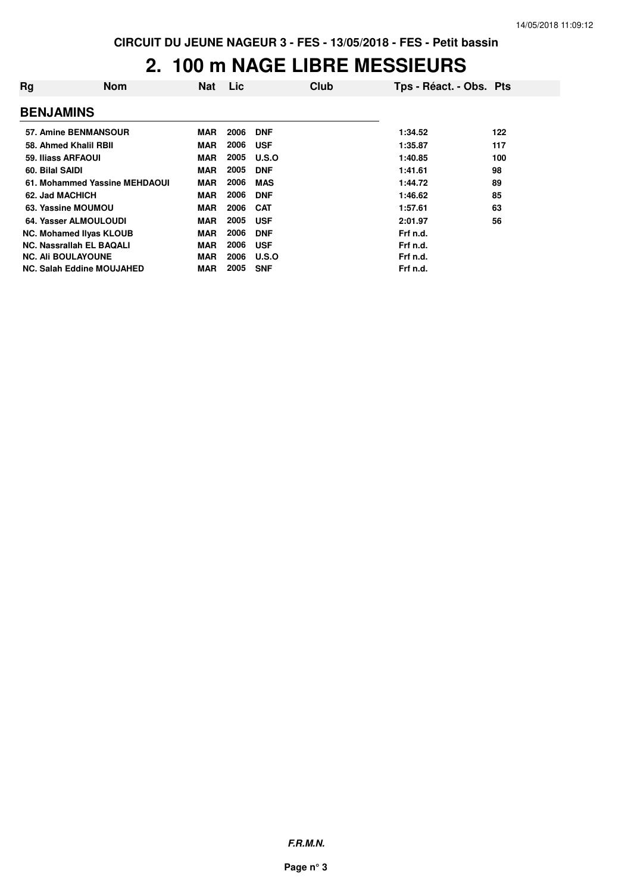CIRCUIT DU JEUNE NAGEUR 3 - FES - 13/05/2018 - FES - Petit bassin

# 2. 100 m NAGE LIBRE MESSIEURS

| Rg | Nom | Nat | Lic | Club | Tps - Réact. - Obs. | Pts |
|---|---|---|---|---|---|---|
| **BENJAMINS** | | | | | | |
| 57. | Amine BENMANSOUR | MAR | 2006 | DNF | 1:34.52 | 122 |
| 58. | Ahmed Khalil RBII | MAR | 2006 | USF | 1:35.87 | 117 |
| 59. | Iliass ARFAOUI | MAR | 2005 | U.S.O | 1:40.85 | 100 |
| 60. | Bilal SAIDI | MAR | 2005 | DNF | 1:41.61 | 98 |
| 61. | Mohammed Yassine MEHDAOUI | MAR | 2006 | MAS | 1:44.72 | 89 |
| 62. | Jad MACHICH | MAR | 2006 | DNF | 1:46.62 | 85 |
| 63. | Yassine MOUMOU | MAR | 2006 | CAT | 1:57.61 | 63 |
| 64. | Yasser ALMOULOUDI | MAR | 2005 | USF | 2:01.97 | 56 |
| NC. | Mohamed Ilyas KLOUB | MAR | 2006 | DNF | Frf n.d. | |
| NC. | Nassrallah EL BAQALI | MAR | 2006 | USF | Frf n.d. | |
| NC. | Ali BOULAYOUNE | MAR | 2006 | U.S.O | Frf n.d. | |
| NC. | Salah Eddine MOUJAHED | MAR | 2005 | SNF | Frf n.d. | |

*F.R.M.N.*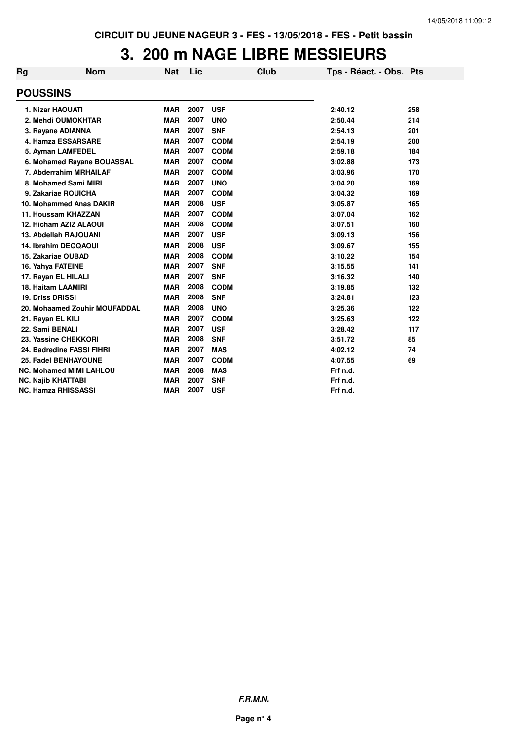CIRCUIT DU JEUNE NAGEUR 3 - FES - 13/05/2018 - FES - Petit bassin

# 3. 200 m NAGE LIBRE MESSIEURS

| Rg | Nom | Nat | Lic | Club | Tps - Réact. - Obs. | Pts |
|---|---|---|---|---|---|---|
| **POUSSINS** | | | | | | |
| 1. | Nizar HAOUATI | MAR | 2007 | USF | 2:40.12 | 258 |
| 2. | Mehdi OUMOKHTAR | MAR | 2007 | UNO | 2:50.44 | 214 |
| 3. | Rayane ADIANNA | MAR | 2007 | SNF | 2:54.13 | 201 |
| 4. | Hamza ESSARSARE | MAR | 2007 | CODM | 2:54.19 | 200 |
| 5. | Ayman LAMFEDEL | MAR | 2007 | CODM | 2:59.18 | 184 |
| 6. | Mohamed Rayane BOUASSAL | MAR | 2007 | CODM | 3:02.88 | 173 |
| 7. | Abderrahim MRHAILAF | MAR | 2007 | CODM | 3:03.96 | 170 |
| 8. | Mohamed Sami MIRI | MAR | 2007 | UNO | 3:04.20 | 169 |
| 9. | Zakariae ROUICHA | MAR | 2007 | CODM | 3:04.32 | 169 |
| 10. | Mohammed Anas DAKIR | MAR | 2008 | USF | 3:05.87 | 165 |
| 11. | Houssam KHAZZAN | MAR | 2007 | CODM | 3:07.04 | 162 |
| 12. | Hicham AZIZ ALAOUI | MAR | 2008 | CODM | 3:07.51 | 160 |
| 13. | Abdellah RAJOUANI | MAR | 2007 | USF | 3:09.13 | 156 |
| 14. | Ibrahim DEQQAOUI | MAR | 2008 | USF | 3:09.67 | 155 |
| 15. | Zakariae OUBAD | MAR | 2008 | CODM | 3:10.22 | 154 |
| 16. | Yahya FATEINE | MAR | 2007 | SNF | 3:15.55 | 141 |
| 17. | Rayan EL HILALI | MAR | 2007 | SNF | 3:16.32 | 140 |
| 18. | Haitam LAAMIRI | MAR | 2008 | CODM | 3:19.85 | 132 |
| 19. | Driss DRISSI | MAR | 2008 | SNF | 3:24.81 | 123 |
| 20. | Mohaamed Zouhir MOUFADDAL | MAR | 2008 | UNO | 3:25.36 | 122 |
| 21. | Rayan EL KILI | MAR | 2007 | CODM | 3:25.63 | 122 |
| 22. | Sami BENALI | MAR | 2007 | USF | 3:28.42 | 117 |
| 23. | Yassine CHEKKORI | MAR | 2008 | SNF | 3:51.72 | 85 |
| 24. | Badredine FASSI FIHRI | MAR | 2007 | MAS | 4:02.12 | 74 |
| 25. | Fadel BENHAYOUNE | MAR | 2007 | CODM | 4:07.55 | 69 |
| NC. | Mohamed MIMI LAHLOU | MAR | 2008 | MAS | Frf n.d. | |
| NC. | Najib KHATTABI | MAR | 2007 | SNF | Frf n.d. | |
| NC. | Hamza RHISSASSI | MAR | 2007 | USF | Frf n.d. | |

*F.R.M.N.*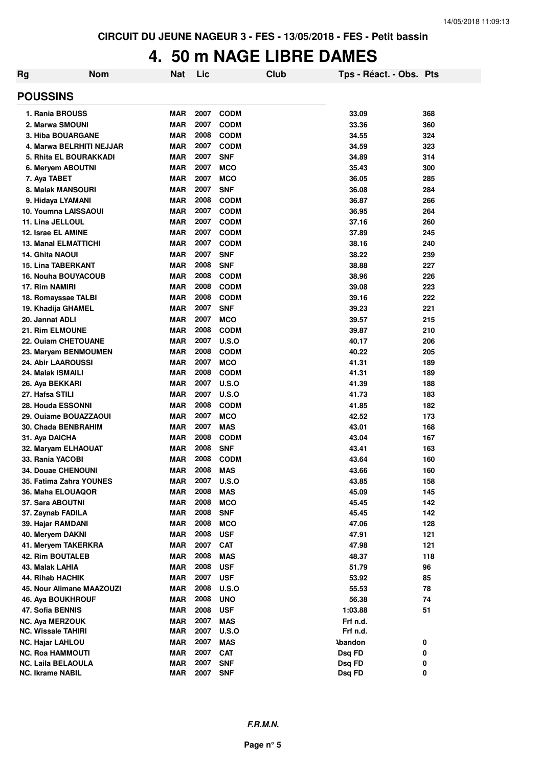CIRCUIT DU JEUNE NAGEUR 3 - FES - 13/05/2018 - FES - Petit bassin

# 4. 50 m NAGE LIBRE DAMES

| Rg | Nom | Nat | Lic | Club | Tps - Réact. - Obs. | Pts |
|---|---|---|---|---|---|---|
| **POUSSINS** | | | | | | |
| 1. | Rania BROUSS | MAR | 2007 | CODM | 33.09 | 368 |
| 2. | Marwa SMOUNI | MAR | 2007 | CODM | 33.36 | 360 |
| 3. | Hiba BOUARGANE | MAR | 2008 | CODM | 34.55 | 324 |
| 4. | Marwa BELRHITI NEJJAR | MAR | 2007 | CODM | 34.59 | 323 |
| 5. | Rhita EL BOURAKKADI | MAR | 2007 | SNF | 34.89 | 314 |
| 6. | Meryem ABOUTNI | MAR | 2007 | MCO | 35.43 | 300 |
| 7. | Aya TABET | MAR | 2007 | MCO | 36.05 | 285 |
| 8. | Malak MANSOURI | MAR | 2007 | SNF | 36.08 | 284 |
| 9. | Hidaya LYAMANI | MAR | 2008 | CODM | 36.87 | 266 |
| 10. | Youmna LAISSAOUI | MAR | 2007 | CODM | 36.95 | 264 |
| 11. | Lina JELLOUL | MAR | 2007 | CODM | 37.16 | 260 |
| 12. | Israe EL AMINE | MAR | 2007 | CODM | 37.89 | 245 |
| 13. | Manal ELMATTICHI | MAR | 2007 | CODM | 38.16 | 240 |
| 14. | Ghita NAOUI | MAR | 2007 | SNF | 38.22 | 239 |
| 15. | Lina TABERKANT | MAR | 2008 | SNF | 38.88 | 227 |
| 16. | Nouha BOUYACOUB | MAR | 2008 | CODM | 38.96 | 226 |
| 17. | Rim NAMIRI | MAR | 2008 | CODM | 39.08 | 223 |
| 18. | Romayssae TALBI | MAR | 2008 | CODM | 39.16 | 222 |
| 19. | Khadija GHAMEL | MAR | 2007 | SNF | 39.23 | 221 |
| 20. | Jannat ADLI | MAR | 2007 | MCO | 39.57 | 215 |
| 21. | Rim ELMOUNE | MAR | 2008 | CODM | 39.87 | 210 |
| 22. | Ouiam CHETOUANE | MAR | 2007 | U.S.O | 40.17 | 206 |
| 23. | Maryam BENMOUMEN | MAR | 2008 | CODM | 40.22 | 205 |
| 24. | Abir LAAROUSSI | MAR | 2007 | MCO | 41.31 | 189 |
| 24. | Malak ISMAILI | MAR | 2008 | CODM | 41.31 | 189 |
| 26. | Aya BEKKARI | MAR | 2007 | U.S.O | 41.39 | 188 |
| 27. | Hafsa STILI | MAR | 2007 | U.S.O | 41.73 | 183 |
| 28. | Houda ESSONNI | MAR | 2008 | CODM | 41.85 | 182 |
| 29. | Ouiame BOUAZZAOUI | MAR | 2007 | MCO | 42.52 | 173 |
| 30. | Chada BENBRAHIM | MAR | 2007 | MAS | 43.01 | 168 |
| 31. | Aya DAICHA | MAR | 2008 | CODM | 43.04 | 167 |
| 32. | Maryam ELHAOUAT | MAR | 2008 | SNF | 43.41 | 163 |
| 33. | Rania YACOBI | MAR | 2008 | CODM | 43.64 | 160 |
| 34. | Douae CHENOUNI | MAR | 2008 | MAS | 43.66 | 160 |
| 35. | Fatima Zahra YOUNES | MAR | 2007 | U.S.O | 43.85 | 158 |
| 36. | Maha ELOUAQOR | MAR | 2008 | MAS | 45.09 | 145 |
| 37. | Sara ABOUTNI | MAR | 2008 | MCO | 45.45 | 142 |
| 37. | Zaynab FADILA | MAR | 2008 | SNF | 45.45 | 142 |
| 39. | Hajar RAMDANI | MAR | 2008 | MCO | 47.06 | 128 |
| 40. | Meryem DAKNI | MAR | 2008 | USF | 47.91 | 121 |
| 41. | Meryem TAKERKRA | MAR | 2007 | CAT | 47.98 | 121 |
| 42. | Rim BOUTALEB | MAR | 2008 | MAS | 48.37 | 118 |
| 43. | Malak LAHIA | MAR | 2008 | USF | 51.79 | 96 |
| 44. | Rihab HACHIK | MAR | 2007 | USF | 53.92 | 85 |
| 45. | Nour Alimane MAAZOUZI | MAR | 2008 | U.S.O | 55.53 | 78 |
| 46. | Aya BOUKHROUF | MAR | 2008 | UNO | 56.38 | 74 |
| 47. | Sofia BENNIS | MAR | 2008 | USF | 1:03.88 | 51 |
| NC. | Aya MERZOUK | MAR | 2007 | MAS | Frf n.d. | |
| NC. | Wissale TAHIRI | MAR | 2007 | U.S.O | Frf n.d. | |
| NC. | Hajar LAHLOU | MAR | 2007 | MAS | Abandon | 0 |
| NC. | Roa HAMMOUTI | MAR | 2007 | CAT | Dsq FD | 0 |
| NC. | Laila BELAOULA | MAR | 2007 | SNF | Dsq FD | 0 |
| NC. | Ikrame NABIL | MAR | 2007 | SNF | Dsq FD | 0 |

*F.R.M.N.*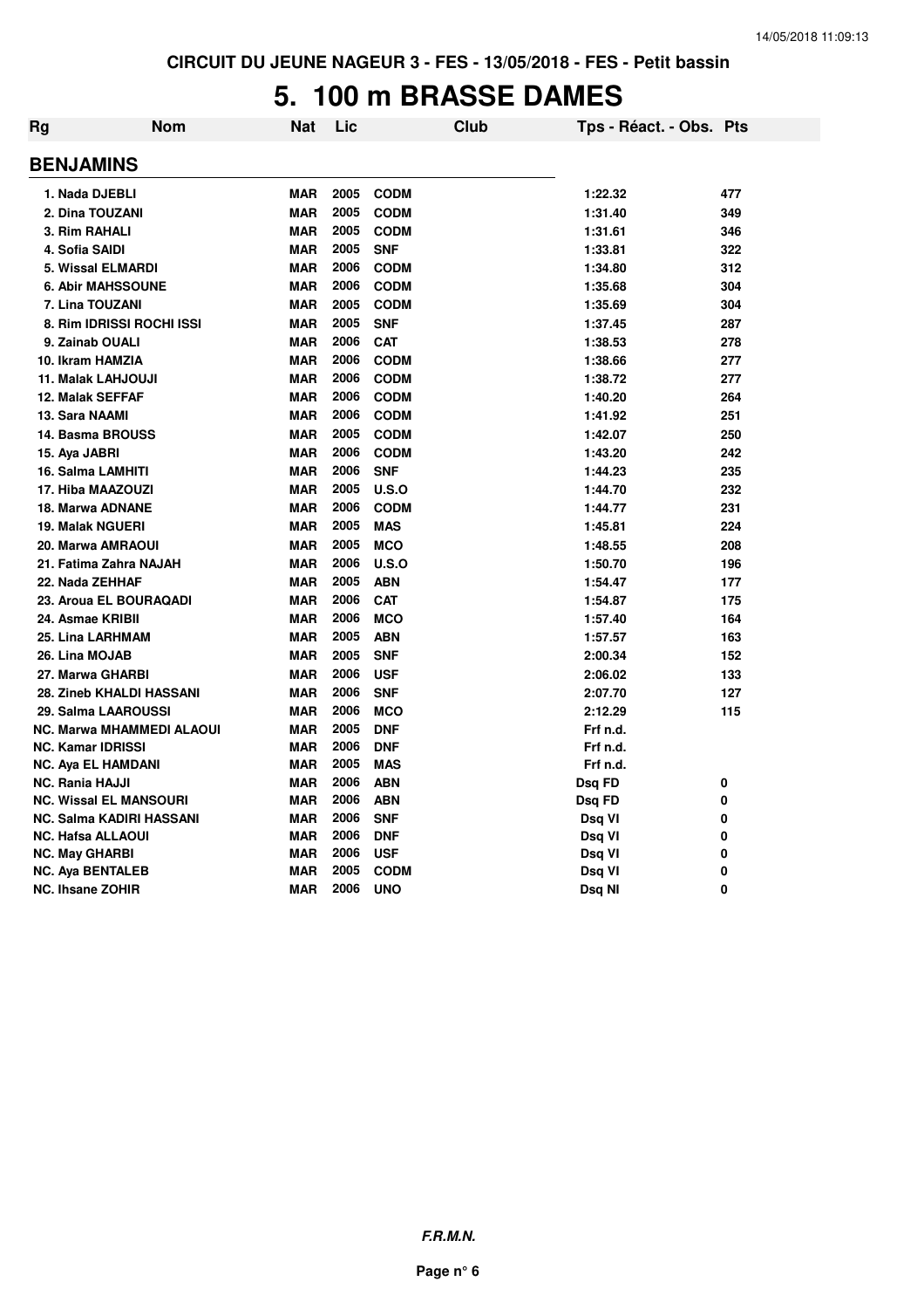CIRCUIT DU JEUNE NAGEUR 3 - FES - 13/05/2018 - FES - Petit bassin

# 5. 100 m BRASSE DAMES

| Rg | Nom | Nat | Lic | Club | Tps - Réact. - Obs. | Pts |
|---|---|---|---|---|---|---|
| **BENJAMINS** | | | | | | |
| 1. | Nada DJEBLI | MAR | 2005 | CODM | 1:22.32 | 477 |
| 2. | Dina TOUZANI | MAR | 2005 | CODM | 1:31.40 | 349 |
| 3. | Rim RAHALI | MAR | 2005 | CODM | 1:31.61 | 346 |
| 4. | Sofia SAIDI | MAR | 2005 | SNF | 1:33.81 | 322 |
| 5. | Wissal ELMARDI | MAR | 2006 | CODM | 1:34.80 | 312 |
| 6. | Abir MAHSSOUNE | MAR | 2006 | CODM | 1:35.68 | 304 |
| 7. | Lina TOUZANI | MAR | 2005 | CODM | 1:35.69 | 304 |
| 8. | Rim IDRISSI ROCHI ISSI | MAR | 2005 | SNF | 1:37.45 | 287 |
| 9. | Zainab OUALI | MAR | 2006 | CAT | 1:38.53 | 278 |
| 10. | Ikram HAMZIA | MAR | 2006 | CODM | 1:38.66 | 277 |
| 11. | Malak LAHJOUJI | MAR | 2006 | CODM | 1:38.72 | 277 |
| 12. | Malak SEFFAF | MAR | 2006 | CODM | 1:40.20 | 264 |
| 13. | Sara NAAMI | MAR | 2006 | CODM | 1:41.92 | 251 |
| 14. | Basma BROUSS | MAR | 2005 | CODM | 1:42.07 | 250 |
| 15. | Aya JABRI | MAR | 2006 | CODM | 1:43.20 | 242 |
| 16. | Salma LAMHITI | MAR | 2006 | SNF | 1:44.23 | 235 |
| 17. | Hiba MAAZOUZI | MAR | 2005 | U.S.O | 1:44.70 | 232 |
| 18. | Marwa ADNANE | MAR | 2006 | CODM | 1:44.77 | 231 |
| 19. | Malak NGUERI | MAR | 2005 | MAS | 1:45.81 | 224 |
| 20. | Marwa AMRAOUI | MAR | 2005 | MCO | 1:48.55 | 208 |
| 21. | Fatima Zahra NAJAH | MAR | 2006 | U.S.O | 1:50.70 | 196 |
| 22. | Nada ZEHHAF | MAR | 2005 | ABN | 1:54.47 | 177 |
| 23. | Aroua EL BOURAQADI | MAR | 2006 | CAT | 1:54.87 | 175 |
| 24. | Asmae KRIBII | MAR | 2006 | MCO | 1:57.40 | 164 |
| 25. | Lina LARHMAM | MAR | 2005 | ABN | 1:57.57 | 163 |
| 26. | Lina MOJAB | MAR | 2005 | SNF | 2:00.34 | 152 |
| 27. | Marwa GHARBI | MAR | 2006 | USF | 2:06.02 | 133 |
| 28. | Zineb KHALDI HASSANI | MAR | 2006 | SNF | 2:07.70 | 127 |
| 29. | Salma LAAROUSSI | MAR | 2006 | MCO | 2:12.29 | 115 |
| NC. | Marwa MHAMMEDI ALAOUI | MAR | 2005 | DNF | Frf n.d. | |
| NC. | Kamar IDRISSI | MAR | 2006 | DNF | Frf n.d. | |
| NC. | Aya EL HAMDANI | MAR | 2005 | MAS | Frf n.d. | |
| NC. | Rania HAJJI | MAR | 2006 | ABN | Dsq FD | 0 |
| NC. | Wissal EL MANSOURI | MAR | 2006 | ABN | Dsq FD | 0 |
| NC. | Salma KADIRI HASSANI | MAR | 2006 | SNF | Dsq VI | 0 |
| NC. | Hafsa ALLAOUI | MAR | 2006 | DNF | Dsq VI | 0 |
| NC. | May GHARBI | MAR | 2006 | USF | Dsq VI | 0 |
| NC. | Aya BENTALEB | MAR | 2005 | CODM | Dsq VI | 0 |
| NC. | Ihsane ZOHIR | MAR | 2006 | UNO | Dsq NI | 0 |

*F.R.M.N.*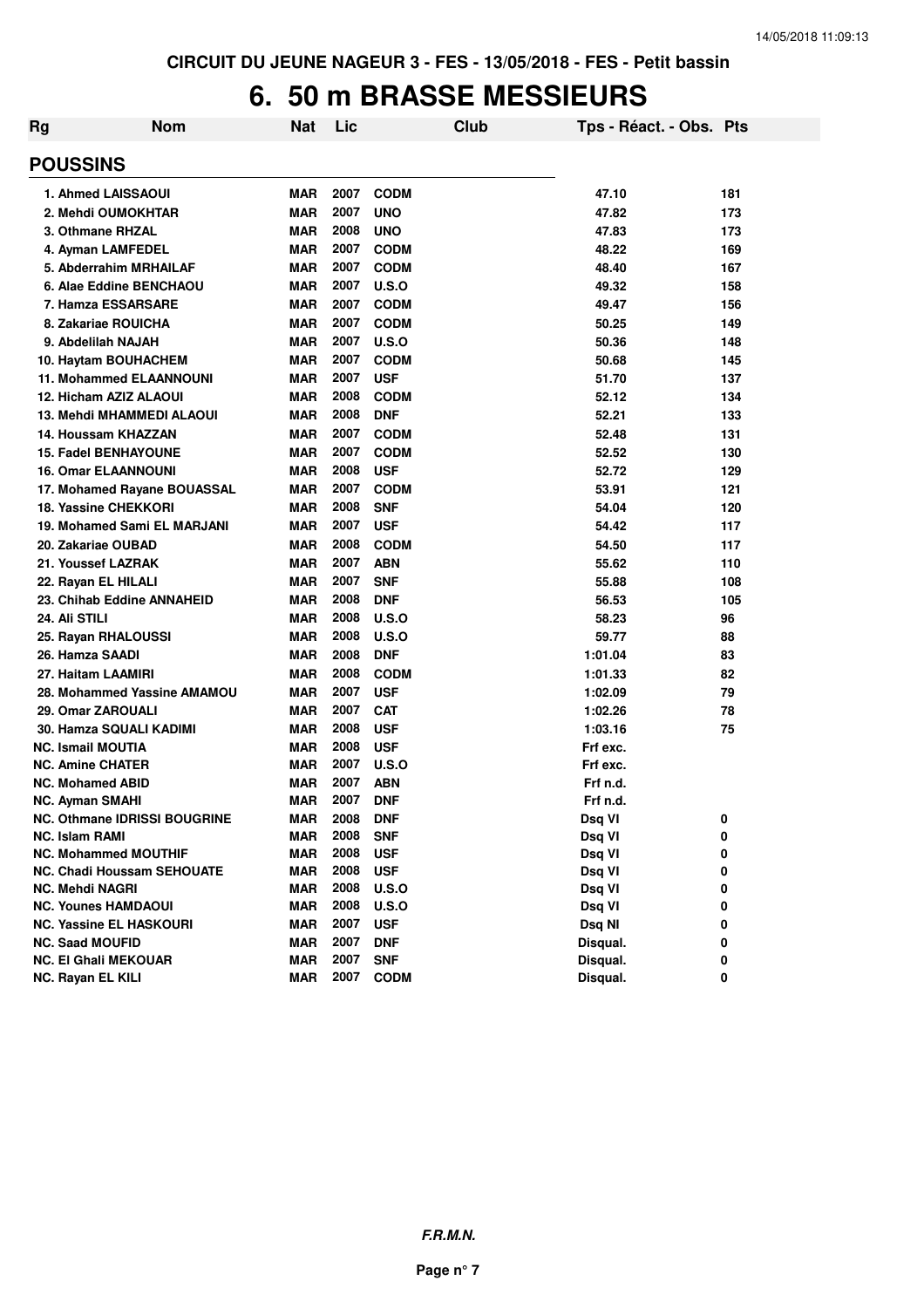CIRCUIT DU JEUNE NAGEUR 3 - FES - 13/05/2018 - FES - Petit bassin

# 6. 50 m BRASSE MESSIEURS

| Rg | Nom | Nat | Lic | Club | Tps - Réact. - Obs. | Pts |
|---|---|---|---|---|---|---|
| **POUSSINS** | | | | | | |
| 1. | Ahmed LAISSAOUI | MAR | 2007 | CODM | 47.10 | 181 |
| 2. | Mehdi OUMOKHTAR | MAR | 2007 | UNO | 47.82 | 173 |
| 3. | Othmane RHZAL | MAR | 2008 | UNO | 47.83 | 173 |
| 4. | Ayman LAMFEDEL | MAR | 2007 | CODM | 48.22 | 169 |
| 5. | Abderrahim MRHAILAF | MAR | 2007 | CODM | 48.40 | 167 |
| 6. | Alae Eddine BENCHAOU | MAR | 2007 | U.S.O | 49.32 | 158 |
| 7. | Hamza ESSARSARE | MAR | 2007 | CODM | 49.47 | 156 |
| 8. | Zakariae ROUICHA | MAR | 2007 | CODM | 50.25 | 149 |
| 9. | Abdelilah NAJAH | MAR | 2007 | U.S.O | 50.36 | 148 |
| 10. | Haytam BOUHACHEM | MAR | 2007 | CODM | 50.68 | 145 |
| 11. | Mohammed ELAANNOUNI | MAR | 2007 | USF | 51.70 | 137 |
| 12. | Hicham AZIZ ALAOUI | MAR | 2008 | CODM | 52.12 | 134 |
| 13. | Mehdi MHAMMEDI ALAOUI | MAR | 2008 | DNF | 52.21 | 133 |
| 14. | Houssam KHAZZAN | MAR | 2007 | CODM | 52.48 | 131 |
| 15. | Fadel BENHAYOUNE | MAR | 2007 | CODM | 52.52 | 130 |
| 16. | Omar ELAANNOUNI | MAR | 2008 | USF | 52.72 | 129 |
| 17. | Mohamed Rayane BOUASSAL | MAR | 2007 | CODM | 53.91 | 121 |
| 18. | Yassine CHEKKORI | MAR | 2008 | SNF | 54.04 | 120 |
| 19. | Mohamed Sami EL MARJANI | MAR | 2007 | USF | 54.42 | 117 |
| 20. | Zakariae OUBAD | MAR | 2008 | CODM | 54.50 | 117 |
| 21. | Youssef LAZRAK | MAR | 2007 | ABN | 55.62 | 110 |
| 22. | Rayan EL HILALI | MAR | 2007 | SNF | 55.88 | 108 |
| 23. | Chihab Eddine ANNAHEID | MAR | 2008 | DNF | 56.53 | 105 |
| 24. | Ali STILI | MAR | 2008 | U.S.O | 58.23 | 96 |
| 25. | Rayan RHALOUSSI | MAR | 2008 | U.S.O | 59.77 | 88 |
| 26. | Hamza SAADI | MAR | 2008 | DNF | 1:01.04 | 83 |
| 27. | Haitam LAAMIRI | MAR | 2008 | CODM | 1:01.33 | 82 |
| 28. | Mohammed Yassine AMAMOU | MAR | 2007 | USF | 1:02.09 | 79 |
| 29. | Omar ZAROUALI | MAR | 2007 | CAT | 1:02.26 | 78 |
| 30. | Hamza SQUALI KADIMI | MAR | 2008 | USF | 1:03.16 | 75 |
| NC. | Ismail MOUTIA | MAR | 2008 | USF | Frf exc. | |
| NC. | Amine CHATER | MAR | 2007 | U.S.O | Frf exc. | |
| NC. | Mohamed ABID | MAR | 2007 | ABN | Frf n.d. | |
| NC. | Ayman SMAHI | MAR | 2007 | DNF | Frf n.d. | |
| NC. | Othmane IDRISSI BOUGRINE | MAR | 2008 | DNF | Dsq VI | 0 |
| NC. | Islam RAMI | MAR | 2008 | SNF | Dsq VI | 0 |
| NC. | Mohammed MOUTHIF | MAR | 2008 | USF | Dsq VI | 0 |
| NC. | Chadi Houssam SEHOUATE | MAR | 2008 | USF | Dsq VI | 0 |
| NC. | Mehdi NAGRI | MAR | 2008 | U.S.O | Dsq VI | 0 |
| NC. | Younes HAMDAOUI | MAR | 2008 | U.S.O | Dsq VI | 0 |
| NC. | Yassine EL HASKOURI | MAR | 2007 | USF | Dsq NI | 0 |
| NC. | Saad MOUFID | MAR | 2007 | DNF | Disqual. | 0 |
| NC. | El Ghali MEKOUAR | MAR | 2007 | SNF | Disqual. | 0 |
| NC. | Rayan EL KILI | MAR | 2007 | CODM | Disqual. | 0 |

*F.R.M.N.*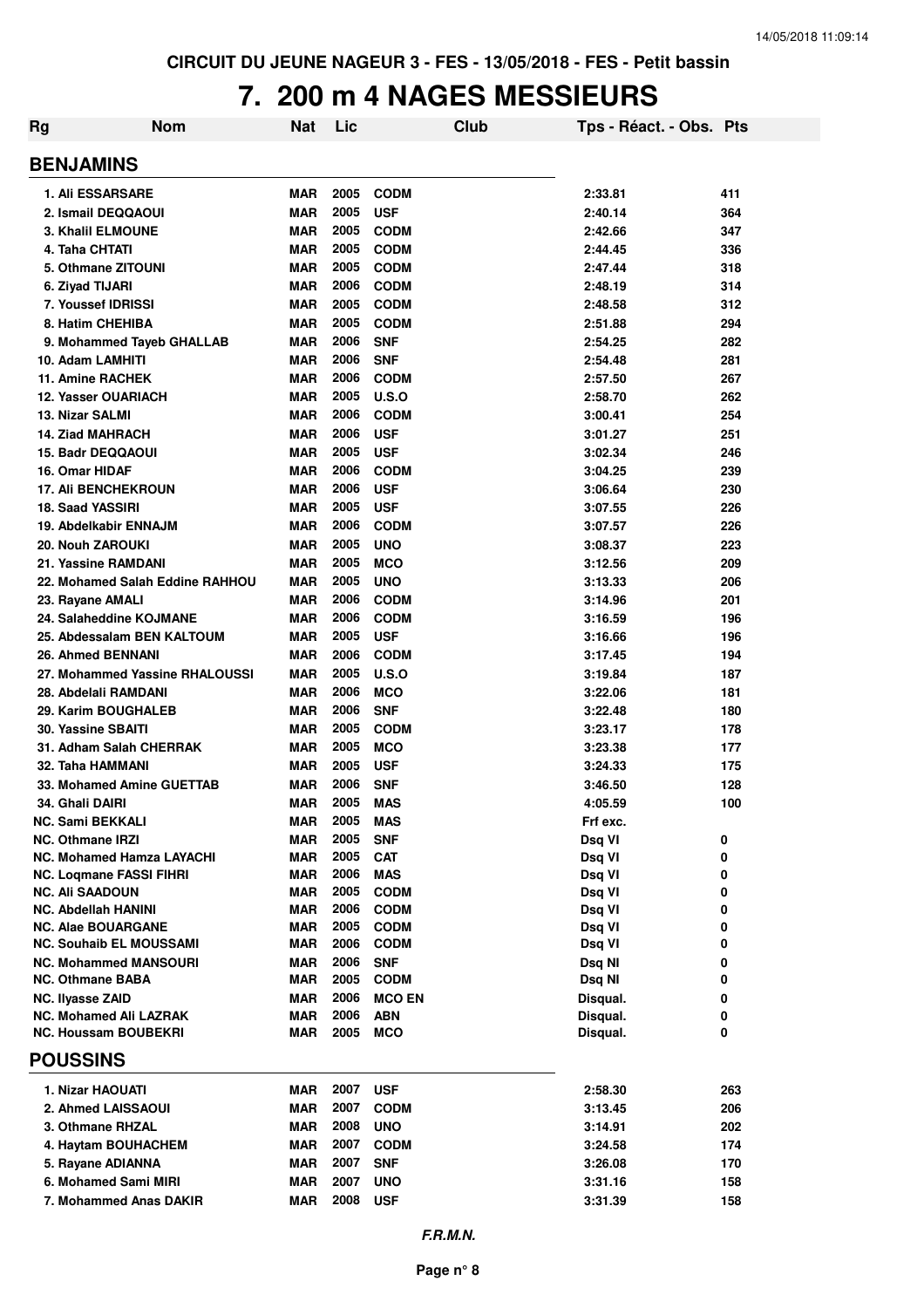CIRCUIT DU JEUNE NAGEUR 3 - FES - 13/05/2018 - FES - Petit bassin

# 7. 200 m 4 NAGES MESSIEURS

| Rg | Nom | Nat | Lic | Club | Tps - Réact. - Obs. | Pts |
|---|---|---|---|---|---|---|

## BENJAMINS

| Rg | Nom | Nat | Lic | Club | Tps - Réact. - Obs. | Pts |
|---|---|---|---|---|---|---|
| 1. | Ali ESSARSARE | MAR | 2005 | CODM | 2:33.81 | 411 |
| 2. | Ismail DEQQAOUI | MAR | 2005 | USF | 2:40.14 | 364 |
| 3. | Khalil ELMOUNE | MAR | 2005 | CODM | 2:42.66 | 347 |
| 4. | Taha CHTATI | MAR | 2005 | CODM | 2:44.45 | 336 |
| 5. | Othmane ZITOUNI | MAR | 2005 | CODM | 2:47.44 | 318 |
| 6. | Ziyad TIJARI | MAR | 2006 | CODM | 2:48.19 | 314 |
| 7. | Youssef IDRISSI | MAR | 2005 | CODM | 2:48.58 | 312 |
| 8. | Hatim CHEHIBA | MAR | 2005 | CODM | 2:51.88 | 294 |
| 9. | Mohammed Tayeb GHALLAB | MAR | 2006 | SNF | 2:54.25 | 282 |
| 10. | Adam LAMHITI | MAR | 2006 | SNF | 2:54.48 | 281 |
| 11. | Amine RACHEK | MAR | 2006 | CODM | 2:57.50 | 267 |
| 12. | Yasser OUARIACH | MAR | 2005 | U.S.O | 2:58.70 | 262 |
| 13. | Nizar SALMI | MAR | 2006 | CODM | 3:00.41 | 254 |
| 14. | Ziad MAHRACH | MAR | 2006 | USF | 3:01.27 | 251 |
| 15. | Badr DEQQAOUI | MAR | 2005 | USF | 3:02.34 | 246 |
| 16. | Omar HIDAF | MAR | 2006 | CODM | 3:04.25 | 239 |
| 17. | Ali BENCHEKROUN | MAR | 2006 | USF | 3:06.64 | 230 |
| 18. | Saad YASSIRI | MAR | 2005 | USF | 3:07.55 | 226 |
| 19. | Abdelkabir ENNAJM | MAR | 2006 | CODM | 3:07.57 | 226 |
| 20. | Nouh ZAROUKI | MAR | 2005 | UNO | 3:08.37 | 223 |
| 21. | Yassine RAMDANI | MAR | 2005 | MCO | 3:12.56 | 209 |
| 22. | Mohamed Salah Eddine RAHHOU | MAR | 2005 | UNO | 3:13.33 | 206 |
| 23. | Rayane AMALI | MAR | 2006 | CODM | 3:14.96 | 201 |
| 24. | Salaheddine KOJMANE | MAR | 2006 | CODM | 3:16.59 | 196 |
| 25. | Abdessalam BEN KALTOUM | MAR | 2005 | USF | 3:16.66 | 196 |
| 26. | Ahmed BENNANI | MAR | 2006 | CODM | 3:17.45 | 194 |
| 27. | Mohammed Yassine RHALOUSSI | MAR | 2005 | U.S.O | 3:19.84 | 187 |
| 28. | Abdelali RAMDANI | MAR | 2006 | MCO | 3:22.06 | 181 |
| 29. | Karim BOUGHALEB | MAR | 2006 | SNF | 3:22.48 | 180 |
| 30. | Yassine SBAITI | MAR | 2005 | CODM | 3:23.17 | 178 |
| 31. | Adham Salah CHERRAK | MAR | 2005 | MCO | 3:23.38 | 177 |
| 32. | Taha HAMMANI | MAR | 2005 | USF | 3:24.33 | 175 |
| 33. | Mohamed Amine GUETTAB | MAR | 2006 | SNF | 3:46.50 | 128 |
| 34. | Ghali DAIRI | MAR | 2005 | MAS | 4:05.59 | 100 |
| NC. | Sami BEKKALI | MAR | 2005 | MAS | Frf exc. | |
| NC. | Othmane IRZI | MAR | 2005 | SNF | Dsq VI | 0 |
| NC. | Mohamed Hamza LAYACHI | MAR | 2005 | CAT | Dsq VI | 0 |
| NC. | Loqmane FASSI FIHRI | MAR | 2006 | MAS | Dsq VI | 0 |
| NC. | Ali SAADOUN | MAR | 2005 | CODM | Dsq VI | 0 |
| NC. | Abdellah HANINI | MAR | 2006 | CODM | Dsq VI | 0 |
| NC. | Alae BOUARGANE | MAR | 2005 | CODM | Dsq VI | 0 |
| NC. | Souhaib EL MOUSSAMI | MAR | 2006 | CODM | Dsq VI | 0 |
| NC. | Mohammed MANSOURI | MAR | 2006 | SNF | Dsq NI | 0 |
| NC. | Othmane BABA | MAR | 2005 | CODM | Dsq NI | 0 |
| NC. | Ilyasse ZAID | MAR | 2006 | MCO EN | Disqual. | 0 |
| NC. | Mohamed Ali LAZRAK | MAR | 2006 | ABN | Disqual. | 0 |
| NC. | Houssam BOUBEKRI | MAR | 2005 | MCO | Disqual. | 0 |

## POUSSINS

| Rg | Nom | Nat | Lic | Club | Tps - Réact. - Obs. | Pts |
|---|---|---|---|---|---|---|
| 1. | Nizar HAOUATI | MAR | 2007 | USF | 2:58.30 | 263 |
| 2. | Ahmed LAISSAOUI | MAR | 2007 | CODM | 3:13.45 | 206 |
| 3. | Othmane RHZAL | MAR | 2008 | UNO | 3:14.91 | 202 |
| 4. | Haytam BOUHACHEM | MAR | 2007 | CODM | 3:24.58 | 174 |
| 5. | Rayane ADIANNA | MAR | 2007 | SNF | 3:26.08 | 170 |
| 6. | Mohamed Sami MIRI | MAR | 2007 | UNO | 3:31.16 | 158 |
| 7. | Mohammed Anas DAKIR | MAR | 2008 | USF | 3:31.39 | 158 |

*F.R.M.N.*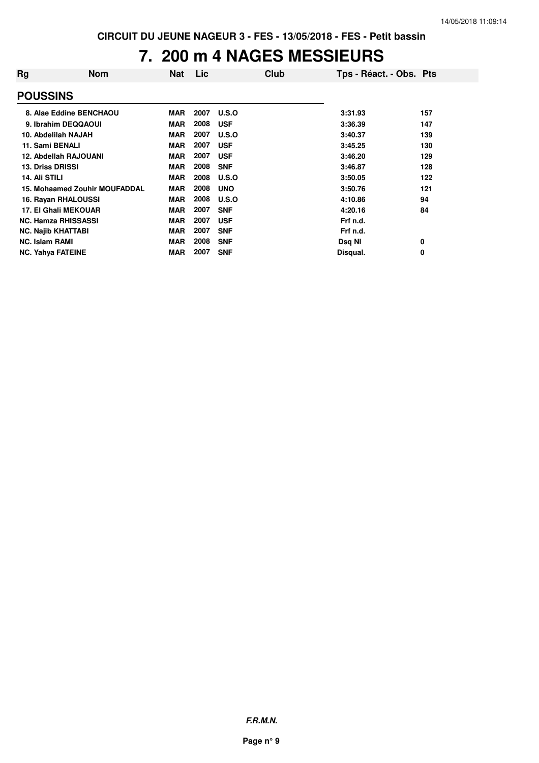CIRCUIT DU JEUNE NAGEUR 3 - FES - 13/05/2018 - FES - Petit bassin

# 7. 200 m 4 NAGES MESSIEURS

| Rg | Nom | Nat | Lic | Club | Tps - Réact. - Obs. | Pts |
|---|---|---|---|---|---|---|
| **POUSSINS** | | | | | | |
| 8. | Alae Eddine BENCHAOU | MAR | 2007 | U.S.O | 3:31.93 | 157 |
| 9. | Ibrahim DEQQAOUI | MAR | 2008 | USF | 3:36.39 | 147 |
| 10. | Abdelilah NAJAH | MAR | 2007 | U.S.O | 3:40.37 | 139 |
| 11. | Sami BENALI | MAR | 2007 | USF | 3:45.25 | 130 |
| 12. | Abdellah RAJOUANI | MAR | 2007 | USF | 3:46.20 | 129 |
| 13. | Driss DRISSI | MAR | 2008 | SNF | 3:46.87 | 128 |
| 14. | Ali STILI | MAR | 2008 | U.S.O | 3:50.05 | 122 |
| 15. | Mohaamed Zouhir MOUFADDAL | MAR | 2008 | UNO | 3:50.76 | 121 |
| 16. | Rayan RHALOUSSI | MAR | 2008 | U.S.O | 4:10.86 | 94 |
| 17. | El Ghali MEKOUAR | MAR | 2007 | SNF | 4:20.16 | 84 |
| NC. | Hamza RHISSASSI | MAR | 2007 | USF | Frf n.d. | |
| NC. | Najib KHATTABI | MAR | 2007 | SNF | Frf n.d. | |
| NC. | Islam RAMI | MAR | 2008 | SNF | Dsq NI | 0 |
| NC. | Yahya FATEINE | MAR | 2007 | SNF | Disqual. | 0 |

***F.R.M.N.***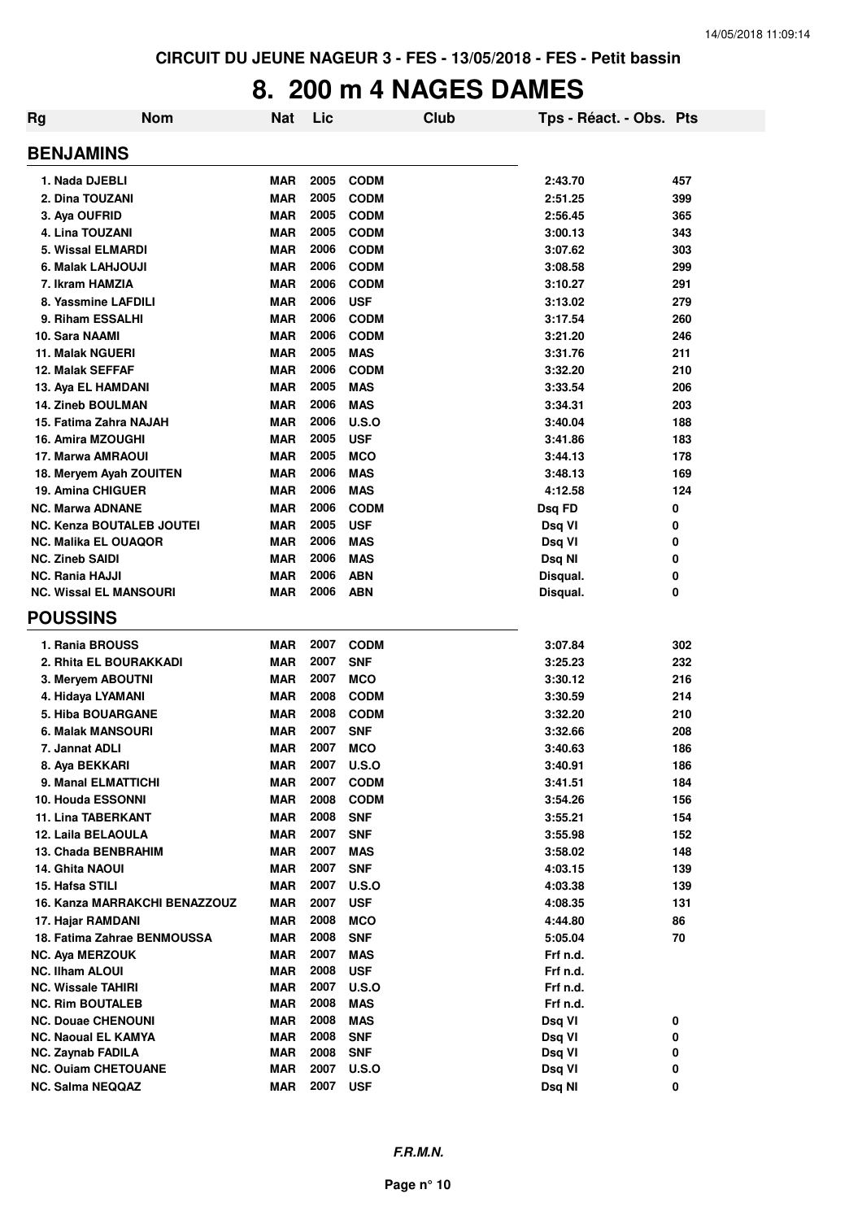CIRCUIT DU JEUNE NAGEUR 3 - FES - 13/05/2018 - FES - Petit bassin

# 8. 200 m 4 NAGES DAMES

| Rg | Nom | Nat | Lic | Club | Tps - Réact. - Obs. | Pts |
|---|---|---|---|---|---|---|

## BENJAMINS

| Rg | Nom | Nat | Lic | Club | Tps - Réact. - Obs. | Pts |
|---|---|---|---|---|---|---|
| 1. | Nada DJEBLI | MAR | 2005 | CODM | 2:43.70 | 457 |
| 2. | Dina TOUZANI | MAR | 2005 | CODM | 2:51.25 | 399 |
| 3. | Aya OUFRID | MAR | 2005 | CODM | 2:56.45 | 365 |
| 4. | Lina TOUZANI | MAR | 2005 | CODM | 3:00.13 | 343 |
| 5. | Wissal ELMARDI | MAR | 2006 | CODM | 3:07.62 | 303 |
| 6. | Malak LAHJOUJI | MAR | 2006 | CODM | 3:08.58 | 299 |
| 7. | Ikram HAMZIA | MAR | 2006 | CODM | 3:10.27 | 291 |
| 8. | Yassmine LAFDILI | MAR | 2006 | USF | 3:13.02 | 279 |
| 9. | Riham ESSALHI | MAR | 2006 | CODM | 3:17.54 | 260 |
| 10. | Sara NAAMI | MAR | 2006 | CODM | 3:21.20 | 246 |
| 11. | Malak NGUERI | MAR | 2005 | MAS | 3:31.76 | 211 |
| 12. | Malak SEFFAF | MAR | 2006 | CODM | 3:32.20 | 210 |
| 13. | Aya EL HAMDANI | MAR | 2005 | MAS | 3:33.54 | 206 |
| 14. | Zineb BOULMAN | MAR | 2006 | MAS | 3:34.31 | 203 |
| 15. | Fatima Zahra NAJAH | MAR | 2006 | U.S.O | 3:40.04 | 188 |
| 16. | Amira MZOUGHI | MAR | 2005 | USF | 3:41.86 | 183 |
| 17. | Marwa AMRAOUI | MAR | 2005 | MCO | 3:44.13 | 178 |
| 18. | Meryem Ayah ZOUITEN | MAR | 2006 | MAS | 3:48.13 | 169 |
| 19. | Amina CHIGUER | MAR | 2006 | MAS | 4:12.58 | 124 |
| NC. | Marwa ADNANE | MAR | 2006 | CODM | Dsq FD | 0 |
| NC. | Kenza BOUTALEB JOUTEI | MAR | 2005 | USF | Dsq VI | 0 |
| NC. | Malika EL OUAQOR | MAR | 2006 | MAS | Dsq VI | 0 |
| NC. | Zineb SAIDI | MAR | 2006 | MAS | Dsq NI | 0 |
| NC. | Rania HAJJI | MAR | 2006 | ABN | Disqual. | 0 |
| NC. | Wissal EL MANSOURI | MAR | 2006 | ABN | Disqual. | 0 |

## POUSSINS

| Rg | Nom | Nat | Lic | Club | Tps - Réact. - Obs. | Pts |
|---|---|---|---|---|---|---|
| 1. | Rania BROUSS | MAR | 2007 | CODM | 3:07.84 | 302 |
| 2. | Rhita EL BOURAKKADI | MAR | 2007 | SNF | 3:25.23 | 232 |
| 3. | Meryem ABOUTNI | MAR | 2007 | MCO | 3:30.12 | 216 |
| 4. | Hidaya LYAMANI | MAR | 2008 | CODM | 3:30.59 | 214 |
| 5. | Hiba BOUARGANE | MAR | 2008 | CODM | 3:32.20 | 210 |
| 6. | Malak MANSOURI | MAR | 2007 | SNF | 3:32.66 | 208 |
| 7. | Jannat ADLI | MAR | 2007 | MCO | 3:40.63 | 186 |
| 8. | Aya BEKKARI | MAR | 2007 | U.S.O | 3:40.91 | 186 |
| 9. | Manal ELMATTICHI | MAR | 2007 | CODM | 3:41.51 | 184 |
| 10. | Houda ESSONNI | MAR | 2008 | CODM | 3:54.26 | 156 |
| 11. | Lina TABERKANT | MAR | 2008 | SNF | 3:55.21 | 154 |
| 12. | Laila BELAOULA | MAR | 2007 | SNF | 3:55.98 | 152 |
| 13. | Chada BENBRAHIM | MAR | 2007 | MAS | 3:58.02 | 148 |
| 14. | Ghita NAOUI | MAR | 2007 | SNF | 4:03.15 | 139 |
| 15. | Hafsa STILI | MAR | 2007 | U.S.O | 4:03.38 | 139 |
| 16. | Kanza MARRAKCHI BENAZZOUZ | MAR | 2007 | USF | 4:08.35 | 131 |
| 17. | Hajar RAMDANI | MAR | 2008 | MCO | 4:44.80 | 86 |
| 18. | Fatima Zahrae BENMOUSSA | MAR | 2008 | SNF | 5:05.04 | 70 |
| NC. | Aya MERZOUK | MAR | 2007 | MAS | Frf n.d. | |
| NC. | Ilham ALOUI | MAR | 2008 | USF | Frf n.d. | |
| NC. | Wissale TAHIRI | MAR | 2007 | U.S.O | Frf n.d. | |
| NC. | Rim BOUTALEB | MAR | 2008 | MAS | Frf n.d. | |
| NC. | Douae CHENOUNI | MAR | 2008 | MAS | Dsq VI | 0 |
| NC. | Naoual EL KAMYA | MAR | 2008 | SNF | Dsq VI | 0 |
| NC. | Zaynab FADILA | MAR | 2008 | SNF | Dsq VI | 0 |
| NC. | Ouiam CHETOUANE | MAR | 2007 | U.S.O | Dsq VI | 0 |
| NC. | Salma NEQQAZ | MAR | 2007 | USF | Dsq NI | 0 |

***F.R.M.N.***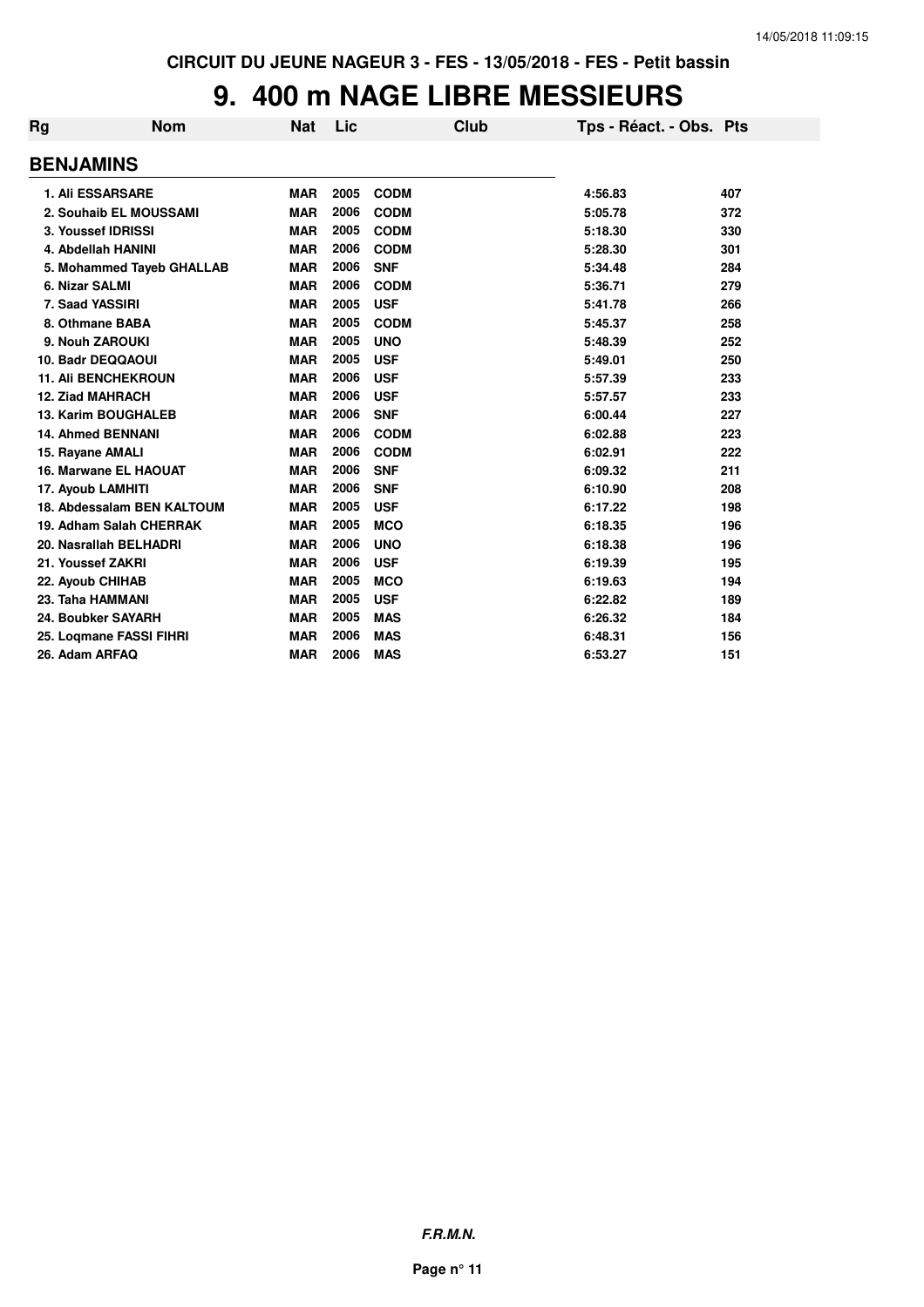CIRCUIT DU JEUNE NAGEUR 3 - FES - 13/05/2018 - FES - Petit bassin

# 9. 400 m NAGE LIBRE MESSIEURS

| Rg | Nom | Nat | Lic | Club | Tps - Réact. - Obs. | Pts |
|---|---|---|---|---|---|---|
| **BENJAMINS** | | | | | | |
| 1. | Ali ESSARSARE | MAR | 2005 | CODM | 4:56.83 | 407 |
| 2. | Souhaib EL MOUSSAMI | MAR | 2006 | CODM | 5:05.78 | 372 |
| 3. | Youssef IDRISSI | MAR | 2005 | CODM | 5:18.30 | 330 |
| 4. | Abdellah HANINI | MAR | 2006 | CODM | 5:28.30 | 301 |
| 5. | Mohammed Tayeb GHALLAB | MAR | 2006 | SNF | 5:34.48 | 284 |
| 6. | Nizar SALMI | MAR | 2006 | CODM | 5:36.71 | 279 |
| 7. | Saad YASSIRI | MAR | 2005 | USF | 5:41.78 | 266 |
| 8. | Othmane BABA | MAR | 2005 | CODM | 5:45.37 | 258 |
| 9. | Nouh ZAROUKI | MAR | 2005 | UNO | 5:48.39 | 252 |
| 10. | Badr DEQQAOUI | MAR | 2005 | USF | 5:49.01 | 250 |
| 11. | Ali BENCHEKROUN | MAR | 2006 | USF | 5:57.39 | 233 |
| 12. | Ziad MAHRACH | MAR | 2006 | USF | 5:57.57 | 233 |
| 13. | Karim BOUGHALEB | MAR | 2006 | SNF | 6:00.44 | 227 |
| 14. | Ahmed BENNANI | MAR | 2006 | CODM | 6:02.88 | 223 |
| 15. | Rayane AMALI | MAR | 2006 | CODM | 6:02.91 | 222 |
| 16. | Marwane EL HAOUAT | MAR | 2006 | SNF | 6:09.32 | 211 |
| 17. | Ayoub LAMHITI | MAR | 2006 | SNF | 6:10.90 | 208 |
| 18. | Abdessalam BEN KALTOUM | MAR | 2005 | USF | 6:17.22 | 198 |
| 19. | Adham Salah CHERRAK | MAR | 2005 | MCO | 6:18.35 | 196 |
| 20. | Nasrallah BELHADRI | MAR | 2006 | UNO | 6:18.38 | 196 |
| 21. | Youssef ZAKRI | MAR | 2006 | USF | 6:19.39 | 195 |
| 22. | Ayoub CHIHAB | MAR | 2005 | MCO | 6:19.63 | 194 |
| 23. | Taha HAMMANI | MAR | 2005 | USF | 6:22.82 | 189 |
| 24. | Boubker SAYARH | MAR | 2005 | MAS | 6:26.32 | 184 |
| 25. | Loqmane FASSI FIHRI | MAR | 2006 | MAS | 6:48.31 | 156 |
| 26. | Adam ARFAQ | MAR | 2006 | MAS | 6:53.27 | 151 |

***F.R.M.N.***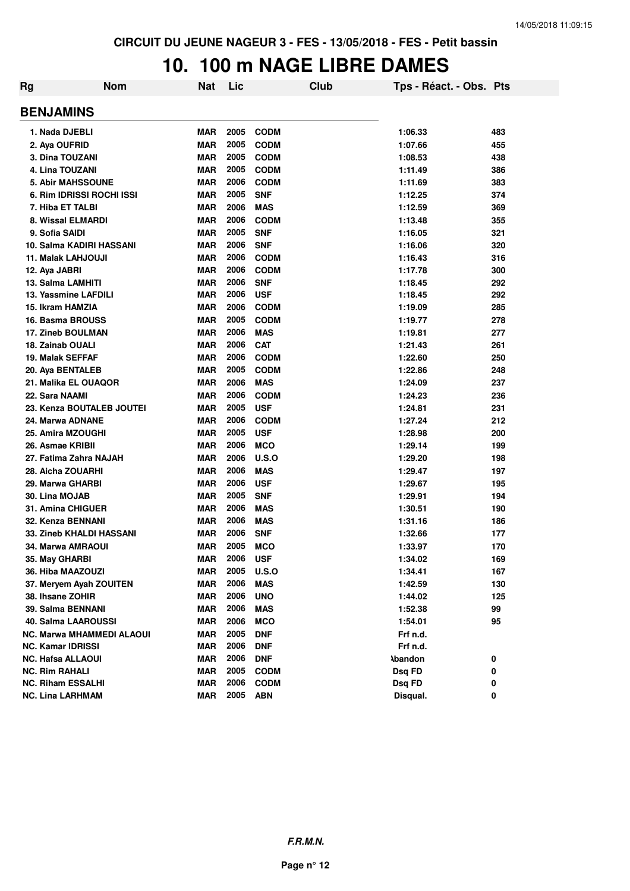CIRCUIT DU JEUNE NAGEUR 3 - FES - 13/05/2018 - FES - Petit bassin

# 10. 100 m NAGE LIBRE DAMES

| Rg | Nom | Nat | Lic | Club | Tps - Réact. - Obs. | Pts |
|---|---|---|---|---|---|---|
| **BENJAMINS** | | | | | | |
| 1. | Nada DJEBLI | MAR | 2005 | CODM | 1:06.33 | 483 |
| 2. | Aya OUFRID | MAR | 2005 | CODM | 1:07.66 | 455 |
| 3. | Dina TOUZANI | MAR | 2005 | CODM | 1:08.53 | 438 |
| 4. | Lina TOUZANI | MAR | 2005 | CODM | 1:11.49 | 386 |
| 5. | Abir MAHSSOUNE | MAR | 2006 | CODM | 1:11.69 | 383 |
| 6. | Rim IDRISSI ROCHI ISSI | MAR | 2005 | SNF | 1:12.25 | 374 |
| 7. | Hiba ET TALBI | MAR | 2006 | MAS | 1:12.59 | 369 |
| 8. | Wissal ELMARDI | MAR | 2006 | CODM | 1:13.48 | 355 |
| 9. | Sofia SAIDI | MAR | 2005 | SNF | 1:16.05 | 321 |
| 10. | Salma KADIRI HASSANI | MAR | 2006 | SNF | 1:16.06 | 320 |
| 11. | Malak LAHJOUJI | MAR | 2006 | CODM | 1:16.43 | 316 |
| 12. | Aya JABRI | MAR | 2006 | CODM | 1:17.78 | 300 |
| 13. | Salma LAMHITI | MAR | 2006 | SNF | 1:18.45 | 292 |
| 13. | Yassmine LAFDILI | MAR | 2006 | USF | 1:18.45 | 292 |
| 15. | Ikram HAMZIA | MAR | 2006 | CODM | 1:19.09 | 285 |
| 16. | Basma BROUSS | MAR | 2005 | CODM | 1:19.77 | 278 |
| 17. | Zineb BOULMAN | MAR | 2006 | MAS | 1:19.81 | 277 |
| 18. | Zainab OUALI | MAR | 2006 | CAT | 1:21.43 | 261 |
| 19. | Malak SEFFAF | MAR | 2006 | CODM | 1:22.60 | 250 |
| 20. | Aya BENTALEB | MAR | 2005 | CODM | 1:22.86 | 248 |
| 21. | Malika EL OUAQOR | MAR | 2006 | MAS | 1:24.09 | 237 |
| 22. | Sara NAAMI | MAR | 2006 | CODM | 1:24.23 | 236 |
| 23. | Kenza BOUTALEB JOUTEI | MAR | 2005 | USF | 1:24.81 | 231 |
| 24. | Marwa ADNANE | MAR | 2006 | CODM | 1:27.24 | 212 |
| 25. | Amira MZOUGHI | MAR | 2005 | USF | 1:28.98 | 200 |
| 26. | Asmae KRIBII | MAR | 2006 | MCO | 1:29.14 | 199 |
| 27. | Fatima Zahra NAJAH | MAR | 2006 | U.S.O | 1:29.20 | 198 |
| 28. | Aicha ZOUARHI | MAR | 2006 | MAS | 1:29.47 | 197 |
| 29. | Marwa GHARBI | MAR | 2006 | USF | 1:29.67 | 195 |
| 30. | Lina MOJAB | MAR | 2005 | SNF | 1:29.91 | 194 |
| 31. | Amina CHIGUER | MAR | 2006 | MAS | 1:30.51 | 190 |
| 32. | Kenza BENNANI | MAR | 2006 | MAS | 1:31.16 | 186 |
| 33. | Zineb KHALDI HASSANI | MAR | 2006 | SNF | 1:32.66 | 177 |
| 34. | Marwa AMRAOUI | MAR | 2005 | MCO | 1:33.97 | 170 |
| 35. | May GHARBI | MAR | 2006 | USF | 1:34.02 | 169 |
| 36. | Hiba MAAZOUZI | MAR | 2005 | U.S.O | 1:34.41 | 167 |
| 37. | Meryem Ayah ZOUITEN | MAR | 2006 | MAS | 1:42.59 | 130 |
| 38. | Ihsane ZOHIR | MAR | 2006 | UNO | 1:44.02 | 125 |
| 39. | Salma BENNANI | MAR | 2006 | MAS | 1:52.38 | 99 |
| 40. | Salma LAAROUSSI | MAR | 2006 | MCO | 1:54.01 | 95 |
| NC. | Marwa MHAMMEDI ALAOUI | MAR | 2005 | DNF | Frf n.d. | |
| NC. | Kamar IDRISSI | MAR | 2006 | DNF | Frf n.d. | |
| NC. | Hafsa ALLAOUI | MAR | 2006 | DNF | Abandon | 0 |
| NC. | Rim RAHALI | MAR | 2005 | CODM | Dsq FD | 0 |
| NC. | Riham ESSALHI | MAR | 2006 | CODM | Dsq FD | 0 |
| NC. | Lina LARHMAM | MAR | 2005 | ABN | Disqual. | 0 |

*F.R.M.N.*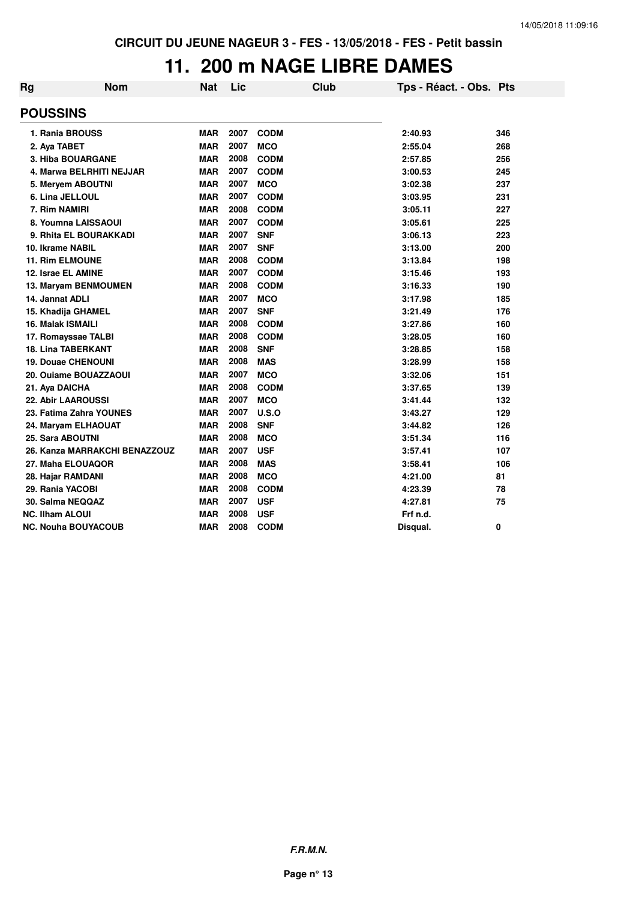CIRCUIT DU JEUNE NAGEUR 3 - FES - 13/05/2018 - FES - Petit bassin

# 11. 200 m NAGE LIBRE DAMES

| Rg | Nom | Nat | Lic | Club | Tps - Réact. - Obs. | Pts |
|---|---|---|---|---|---|---|
| **POUSSINS** | | | | | | |
| 1. Rania BROUSS | | MAR | 2007 | CODM | 2:40.93 | 346 |
| 2. Aya TABET | | MAR | 2007 | MCO | 2:55.04 | 268 |
| 3. Hiba BOUARGANE | | MAR | 2008 | CODM | 2:57.85 | 256 |
| 4. Marwa BELRHITI NEJJAR | | MAR | 2007 | CODM | 3:00.53 | 245 |
| 5. Meryem ABOUTNI | | MAR | 2007 | MCO | 3:02.38 | 237 |
| 6. Lina JELLOUL | | MAR | 2007 | CODM | 3:03.95 | 231 |
| 7. Rim NAMIRI | | MAR | 2008 | CODM | 3:05.11 | 227 |
| 8. Youmna LAISSAOUI | | MAR | 2007 | CODM | 3:05.61 | 225 |
| 9. Rhita EL BOURAKKADI | | MAR | 2007 | SNF | 3:06.13 | 223 |
| 10. Ikrame NABIL | | MAR | 2007 | SNF | 3:13.00 | 200 |
| 11. Rim ELMOUNE | | MAR | 2008 | CODM | 3:13.84 | 198 |
| 12. Israe EL AMINE | | MAR | 2007 | CODM | 3:15.46 | 193 |
| 13. Maryam BENMOUMEN | | MAR | 2008 | CODM | 3:16.33 | 190 |
| 14. Jannat ADLI | | MAR | 2007 | MCO | 3:17.98 | 185 |
| 15. Khadija GHAMEL | | MAR | 2007 | SNF | 3:21.49 | 176 |
| 16. Malak ISMAILI | | MAR | 2008 | CODM | 3:27.86 | 160 |
| 17. Romayssae TALBI | | MAR | 2008 | CODM | 3:28.05 | 160 |
| 18. Lina TABERKANT | | MAR | 2008 | SNF | 3:28.85 | 158 |
| 19. Douae CHENOUNI | | MAR | 2008 | MAS | 3:28.99 | 158 |
| 20. Ouiame BOUAZZAOUI | | MAR | 2007 | MCO | 3:32.06 | 151 |
| 21. Aya DAICHA | | MAR | 2008 | CODM | 3:37.65 | 139 |
| 22. Abir LAAROUSSI | | MAR | 2007 | MCO | 3:41.44 | 132 |
| 23. Fatima Zahra YOUNES | | MAR | 2007 | U.S.O | 3:43.27 | 129 |
| 24. Maryam ELHAOUAT | | MAR | 2008 | SNF | 3:44.82 | 126 |
| 25. Sara ABOUTNI | | MAR | 2008 | MCO | 3:51.34 | 116 |
| 26. Kanza MARRAKCHI BENAZZOUZ | | MAR | 2007 | USF | 3:57.41 | 107 |
| 27. Maha ELOUAQOR | | MAR | 2008 | MAS | 3:58.41 | 106 |
| 28. Hajar RAMDANI | | MAR | 2008 | MCO | 4:21.00 | 81 |
| 29. Rania YACOBI | | MAR | 2008 | CODM | 4:23.39 | 78 |
| 30. Salma NEQQAZ | | MAR | 2007 | USF | 4:27.81 | 75 |
| NC. Ilham ALOUI | | MAR | 2008 | USF | Frf n.d. | |
| NC. Nouha BOUYACOUB | | MAR | 2008 | CODM | Disqual. | 0 |

*F.R.M.N.*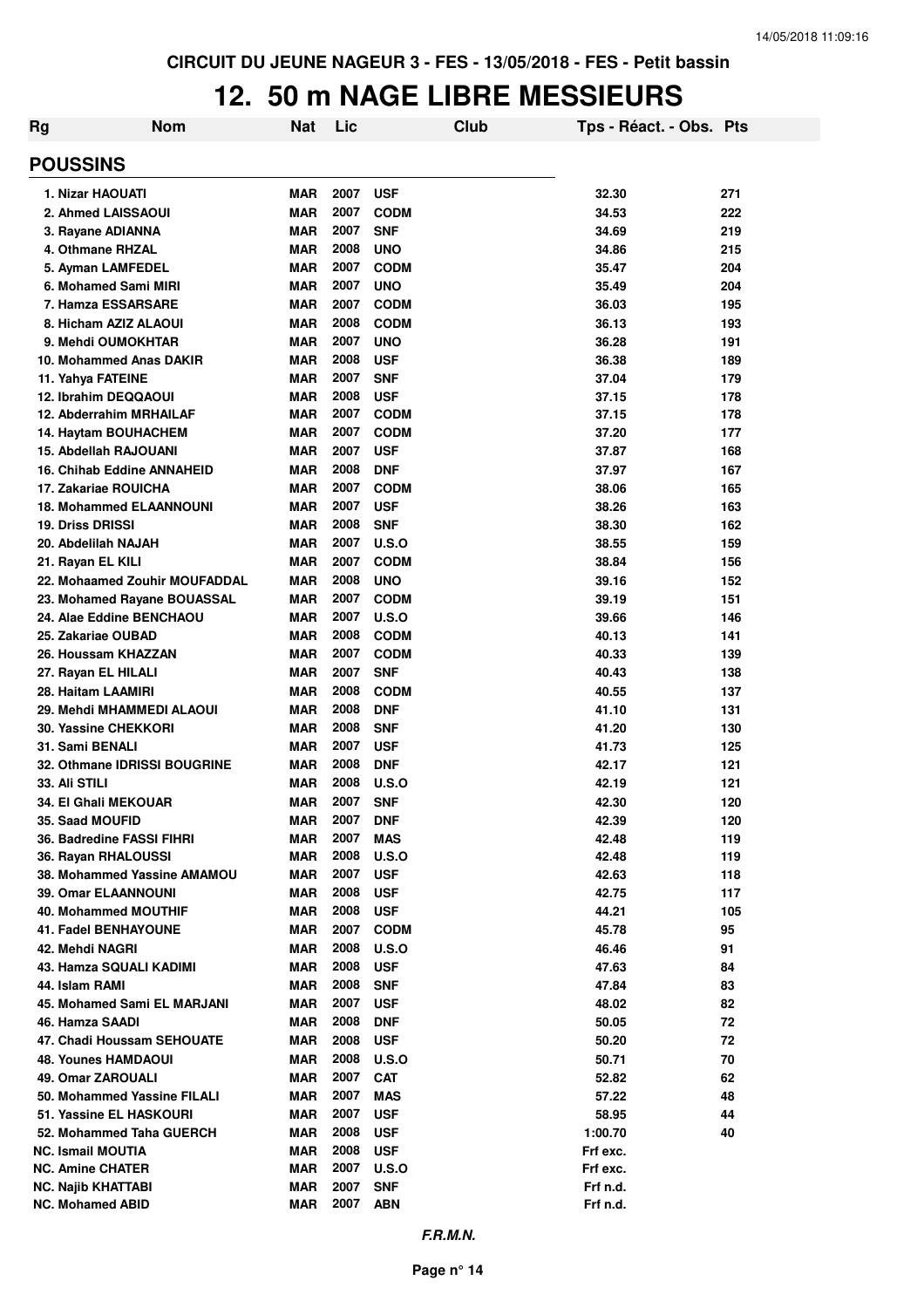CIRCUIT DU JEUNE NAGEUR 3 - FES - 13/05/2018 - FES - Petit bassin

# 12. 50 m NAGE LIBRE MESSIEURS

| Rg | Nom | Nat | Lic | Club | Tps - Réact. - Obs. | Pts |
|---|---|---|---|---|---|---|
| **POUSSINS** | | | | | | |
| 1. | Nizar HAOUATI | MAR | 2007 | USF | 32.30 | 271 |
| 2. | Ahmed LAISSAOUI | MAR | 2007 | CODM | 34.53 | 222 |
| 3. | Rayane ADIANNA | MAR | 2007 | SNF | 34.69 | 219 |
| 4. | Othmane RHZAL | MAR | 2008 | UNO | 34.86 | 215 |
| 5. | Ayman LAMFEDEL | MAR | 2007 | CODM | 35.47 | 204 |
| 6. | Mohamed Sami MIRI | MAR | 2007 | UNO | 35.49 | 204 |
| 7. | Hamza ESSARSARE | MAR | 2007 | CODM | 36.03 | 195 |
| 8. | Hicham AZIZ ALAOUI | MAR | 2008 | CODM | 36.13 | 193 |
| 9. | Mehdi OUMOKHTAR | MAR | 2007 | UNO | 36.28 | 191 |
| 10. | Mohammed Anas DAKIR | MAR | 2008 | USF | 36.38 | 189 |
| 11. | Yahya FATEINE | MAR | 2007 | SNF | 37.04 | 179 |
| 12. | Ibrahim DEQQAOUI | MAR | 2008 | USF | 37.15 | 178 |
| 12. | Abderrahim MRHAILAF | MAR | 2007 | CODM | 37.15 | 178 |
| 14. | Haytam BOUHACHEM | MAR | 2007 | CODM | 37.20 | 177 |
| 15. | Abdellah RAJOUANI | MAR | 2007 | USF | 37.87 | 168 |
| 16. | Chihab Eddine ANNAHEID | MAR | 2008 | DNF | 37.97 | 167 |
| 17. | Zakariae ROUICHA | MAR | 2007 | CODM | 38.06 | 165 |
| 18. | Mohammed ELAANNOUNI | MAR | 2007 | USF | 38.26 | 163 |
| 19. | Driss DRISSI | MAR | 2008 | SNF | 38.30 | 162 |
| 20. | Abdelilah NAJAH | MAR | 2007 | U.S.O | 38.55 | 159 |
| 21. | Rayan EL KILI | MAR | 2007 | CODM | 38.84 | 156 |
| 22. | Mohaamed Zouhir MOUFADDAL | MAR | 2008 | UNO | 39.16 | 152 |
| 23. | Mohamed Rayane BOUASSAL | MAR | 2007 | CODM | 39.19 | 151 |
| 24. | Alae Eddine BENCHAOU | MAR | 2007 | U.S.O | 39.66 | 146 |
| 25. | Zakariae OUBAD | MAR | 2008 | CODM | 40.13 | 141 |
| 26. | Houssam KHAZZAN | MAR | 2007 | CODM | 40.33 | 139 |
| 27. | Rayan EL HILALI | MAR | 2007 | SNF | 40.43 | 138 |
| 28. | Haitam LAAMIRI | MAR | 2008 | CODM | 40.55 | 137 |
| 29. | Mehdi MHAMMEDI ALAOUI | MAR | 2008 | DNF | 41.10 | 131 |
| 30. | Yassine CHEKKORI | MAR | 2008 | SNF | 41.20 | 130 |
| 31. | Sami BENALI | MAR | 2007 | USF | 41.73 | 125 |
| 32. | Othmane IDRISSI BOUGRINE | MAR | 2008 | DNF | 42.17 | 121 |
| 33. | Ali STILI | MAR | 2008 | U.S.O | 42.19 | 121 |
| 34. | El Ghali MEKOUAR | MAR | 2007 | SNF | 42.30 | 120 |
| 35. | Saad MOUFID | MAR | 2007 | DNF | 42.39 | 120 |
| 36. | Badredine FASSI FIHRI | MAR | 2007 | MAS | 42.48 | 119 |
| 36. | Rayan RHALOUSSI | MAR | 2008 | U.S.O | 42.48 | 119 |
| 38. | Mohammed Yassine AMAMOU | MAR | 2007 | USF | 42.63 | 118 |
| 39. | Omar ELAANNOUNI | MAR | 2008 | USF | 42.75 | 117 |
| 40. | Mohammed MOUTHIF | MAR | 2008 | USF | 44.21 | 105 |
| 41. | Fadel BENHAYOUNE | MAR | 2007 | CODM | 45.78 | 95 |
| 42. | Mehdi NAGRI | MAR | 2008 | U.S.O | 46.46 | 91 |
| 43. | Hamza SQUALI KADIMI | MAR | 2008 | USF | 47.63 | 84 |
| 44. | Islam RAMI | MAR | 2008 | SNF | 47.84 | 83 |
| 45. | Mohamed Sami EL MARJANI | MAR | 2007 | USF | 48.02 | 82 |
| 46. | Hamza SAADI | MAR | 2008 | DNF | 50.05 | 72 |
| 47. | Chadi Houssam SEHOUATE | MAR | 2008 | USF | 50.20 | 72 |
| 48. | Younes HAMDAOUI | MAR | 2008 | U.S.O | 50.71 | 70 |
| 49. | Omar ZAROUALI | MAR | 2007 | CAT | 52.82 | 62 |
| 50. | Mohammed Yassine FILALI | MAR | 2007 | MAS | 57.22 | 48 |
| 51. | Yassine EL HASKOURI | MAR | 2007 | USF | 58.95 | 44 |
| 52. | Mohammed Taha GUERCH | MAR | 2008 | USF | 1:00.70 | 40 |
| NC. | Ismail MOUTIA | MAR | 2008 | USF | Frf exc. | |
| NC. | Amine CHATER | MAR | 2007 | U.S.O | Frf exc. | |
| NC. | Najib KHATTABI | MAR | 2007 | SNF | Frf n.d. | |
| NC. | Mohamed ABID | MAR | 2007 | ABN | Frf n.d. | |

*F.R.M.N.*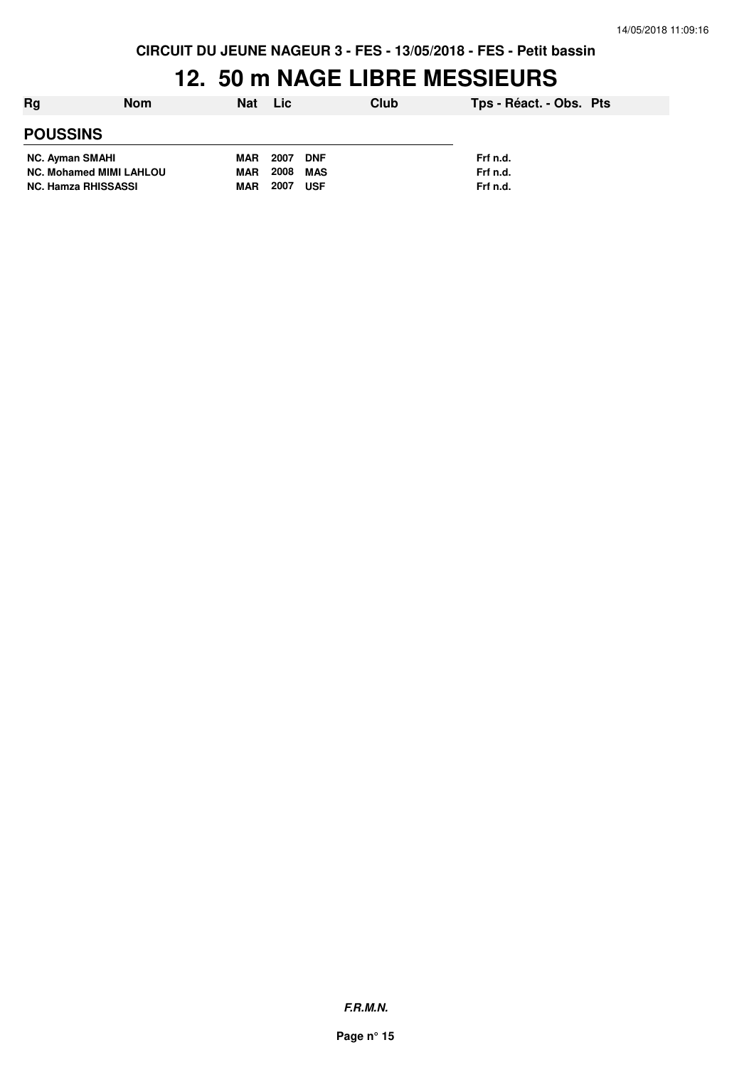CIRCUIT DU JEUNE NAGEUR 3 - FES - 13/05/2018 - FES - Petit bassin

# 12. 50 m NAGE LIBRE MESSIEURS

| Rg | Nom | Nat | Lic | Club | Tps - Réact. - Obs. | Pts |
|---|---|---|---|---|---|---|

## POUSSINS

| Rg | Nom | Nat | Lic | Club | Tps - Réact. - Obs. | Pts |
|---|---|---|---|---|---|---|
| NC. | Ayman SMAHI | MAR | 2007 | DNF | Frf n.d. | |
| NC. | Mohamed MIMI LAHLOU | MAR | 2008 | MAS | Frf n.d. | |
| NC. | Hamza RHISSASSI | MAR | 2007 | USF | Frf n.d. | |

***F.R.M.N.***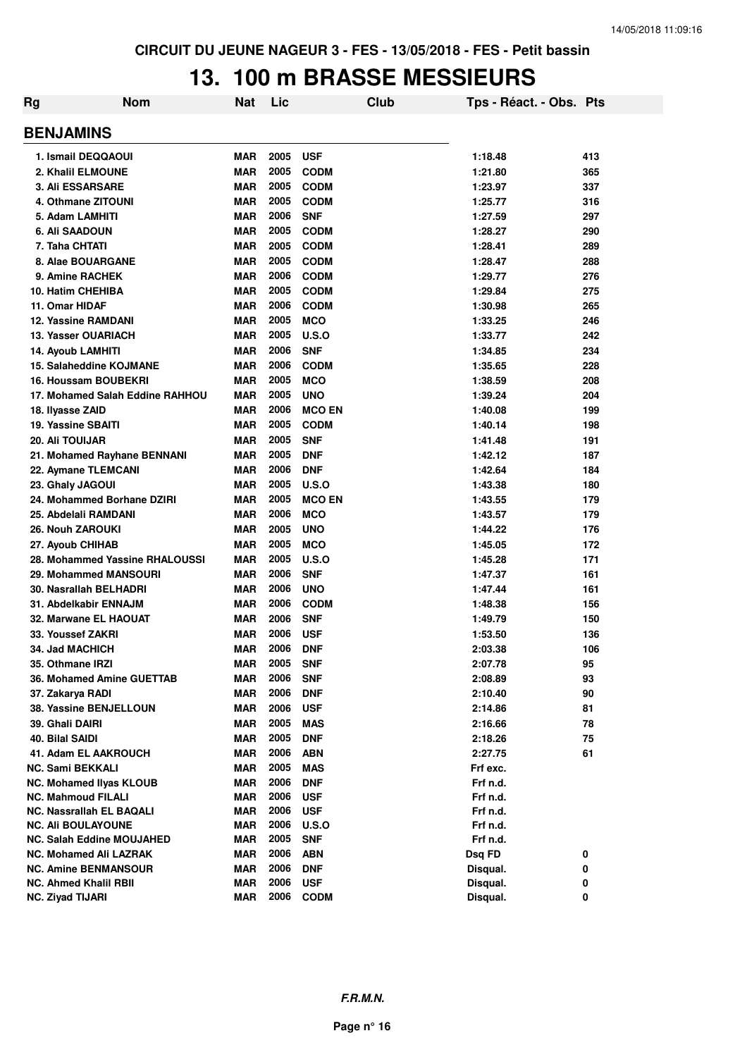CIRCUIT DU JEUNE NAGEUR 3 - FES - 13/05/2018 - FES - Petit bassin

# 13. 100 m BRASSE MESSIEURS

| Rg | Nom | Nat | Lic | Club | Tps - Réact. - Obs. | Pts |
|---|---|---|---|---|---|---|
| **BENJAMINS** | | | | | | |
| 1. | Ismail DEQQAOUI | MAR | 2005 | USF | 1:18.48 | 413 |
| 2. | Khalil ELMOUNE | MAR | 2005 | CODM | 1:21.80 | 365 |
| 3. | Ali ESSARSARE | MAR | 2005 | CODM | 1:23.97 | 337 |
| 4. | Othmane ZITOUNI | MAR | 2005 | CODM | 1:25.77 | 316 |
| 5. | Adam LAMHITI | MAR | 2006 | SNF | 1:27.59 | 297 |
| 6. | Ali SAADOUN | MAR | 2005 | CODM | 1:28.27 | 290 |
| 7. | Taha CHTATI | MAR | 2005 | CODM | 1:28.41 | 289 |
| 8. | Alae BOUARGANE | MAR | 2005 | CODM | 1:28.47 | 288 |
| 9. | Amine RACHEK | MAR | 2006 | CODM | 1:29.77 | 276 |
| 10. | Hatim CHEHIBA | MAR | 2005 | CODM | 1:29.84 | 275 |
| 11. | Omar HIDAF | MAR | 2006 | CODM | 1:30.98 | 265 |
| 12. | Yassine RAMDANI | MAR | 2005 | MCO | 1:33.25 | 246 |
| 13. | Yasser OUARIACH | MAR | 2005 | U.S.O | 1:33.77 | 242 |
| 14. | Ayoub LAMHITI | MAR | 2006 | SNF | 1:34.85 | 234 |
| 15. | Salaheddine KOJMANE | MAR | 2006 | CODM | 1:35.65 | 228 |
| 16. | Houssam BOUBEKRI | MAR | 2005 | MCO | 1:38.59 | 208 |
| 17. | Mohamed Salah Eddine RAHHOU | MAR | 2005 | UNO | 1:39.24 | 204 |
| 18. | Ilyasse ZAID | MAR | 2006 | MCO EN | 1:40.08 | 199 |
| 19. | Yassine SBAITI | MAR | 2005 | CODM | 1:40.14 | 198 |
| 20. | Ali TOUIJAR | MAR | 2005 | SNF | 1:41.48 | 191 |
| 21. | Mohamed Rayhane BENNANI | MAR | 2005 | DNF | 1:42.12 | 187 |
| 22. | Aymane TLEMCANI | MAR | 2006 | DNF | 1:42.64 | 184 |
| 23. | Ghaly JAGOUI | MAR | 2005 | U.S.O | 1:43.38 | 180 |
| 24. | Mohammed Borhane DZIRI | MAR | 2005 | MCO EN | 1:43.55 | 179 |
| 25. | Abdelali RAMDANI | MAR | 2006 | MCO | 1:43.57 | 179 |
| 26. | Nouh ZAROUKI | MAR | 2005 | UNO | 1:44.22 | 176 |
| 27. | Ayoub CHIHAB | MAR | 2005 | MCO | 1:45.05 | 172 |
| 28. | Mohammed Yassine RHALOUSSI | MAR | 2005 | U.S.O | 1:45.28 | 171 |
| 29. | Mohammed MANSOURI | MAR | 2006 | SNF | 1:47.37 | 161 |
| 30. | Nasrallah BELHADRI | MAR | 2006 | UNO | 1:47.44 | 161 |
| 31. | Abdelkabir ENNAJM | MAR | 2006 | CODM | 1:48.38 | 156 |
| 32. | Marwane EL HAOUAT | MAR | 2006 | SNF | 1:49.79 | 150 |
| 33. | Youssef ZAKRI | MAR | 2006 | USF | 1:53.50 | 136 |
| 34. | Jad MACHICH | MAR | 2006 | DNF | 2:03.38 | 106 |
| 35. | Othmane IRZI | MAR | 2005 | SNF | 2:07.78 | 95 |
| 36. | Mohamed Amine GUETTAB | MAR | 2006 | SNF | 2:08.89 | 93 |
| 37. | Zakarya RADI | MAR | 2006 | DNF | 2:10.40 | 90 |
| 38. | Yassine BENJELLOUN | MAR | 2006 | USF | 2:14.86 | 81 |
| 39. | Ghali DAIRI | MAR | 2005 | MAS | 2:16.66 | 78 |
| 40. | Bilal SAIDI | MAR | 2005 | DNF | 2:18.26 | 75 |
| 41. | Adam EL AAKROUCH | MAR | 2006 | ABN | 2:27.75 | 61 |
| NC. | Sami BEKKALI | MAR | 2005 | MAS | Frf exc. | |
| NC. | Mohamed Ilyas KLOUB | MAR | 2006 | DNF | Frf n.d. | |
| NC. | Mahmoud FILALI | MAR | 2006 | USF | Frf n.d. | |
| NC. | Nassrallah EL BAQALI | MAR | 2006 | USF | Frf n.d. | |
| NC. | Ali BOULAYOUNE | MAR | 2006 | U.S.O | Frf n.d. | |
| NC. | Salah Eddine MOUJAHED | MAR | 2005 | SNF | Frf n.d. | |
| NC. | Mohamed Ali LAZRAK | MAR | 2006 | ABN | Dsq FD | 0 |
| NC. | Amine BENMANSOUR | MAR | 2006 | DNF | Disqual. | 0 |
| NC. | Ahmed Khalil RBII | MAR | 2006 | USF | Disqual. | 0 |
| NC. | Ziyad TIJARI | MAR | 2006 | CODM | Disqual. | 0 |

*F.R.M.N.*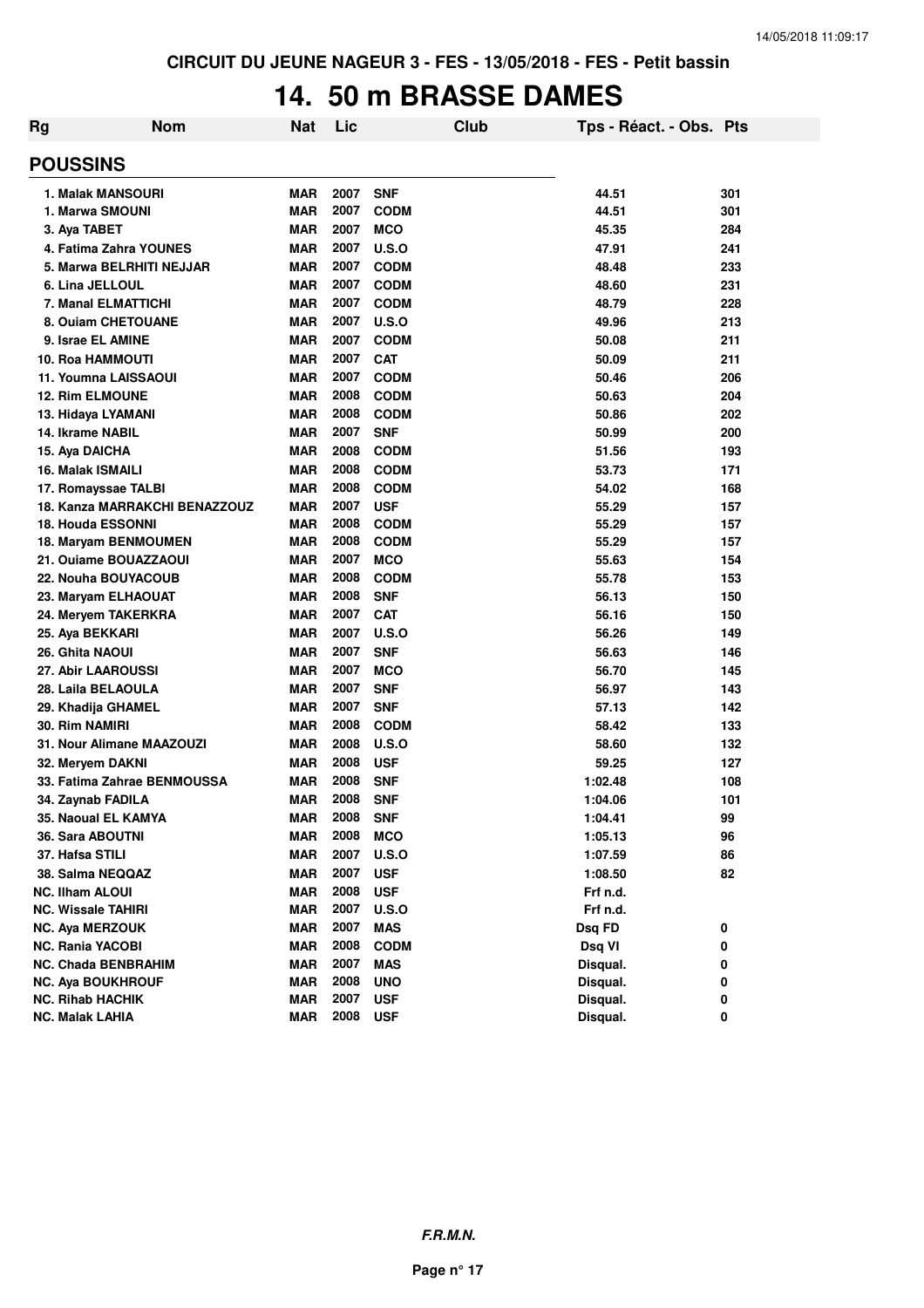CIRCUIT DU JEUNE NAGEUR 3 - FES - 13/05/2018 - FES - Petit bassin

# 14. 50 m BRASSE DAMES

| Rg | Nom | Nat | Lic | Club | Tps - Réact. - Obs. | Pts |
|---|---|---|---|---|---|---|
| **POUSSINS** | | | | | | |
| 1. | Malak MANSOURI | MAR | 2007 | SNF | 44.51 | 301 |
| 1. | Marwa SMOUNI | MAR | 2007 | CODM | 44.51 | 301 |
| 3. | Aya TABET | MAR | 2007 | MCO | 45.35 | 284 |
| 4. | Fatima Zahra YOUNES | MAR | 2007 | U.S.O | 47.91 | 241 |
| 5. | Marwa BELRHITI NEJJAR | MAR | 2007 | CODM | 48.48 | 233 |
| 6. | Lina JELLOUL | MAR | 2007 | CODM | 48.60 | 231 |
| 7. | Manal ELMATTICHI | MAR | 2007 | CODM | 48.79 | 228 |
| 8. | Ouiam CHETOUANE | MAR | 2007 | U.S.O | 49.96 | 213 |
| 9. | Israe EL AMINE | MAR | 2007 | CODM | 50.08 | 211 |
| 10. | Roa HAMMOUTI | MAR | 2007 | CAT | 50.09 | 211 |
| 11. | Youmna LAISSAOUI | MAR | 2007 | CODM | 50.46 | 206 |
| 12. | Rim ELMOUNE | MAR | 2008 | CODM | 50.63 | 204 |
| 13. | Hidaya LYAMANI | MAR | 2008 | CODM | 50.86 | 202 |
| 14. | Ikrame NABIL | MAR | 2007 | SNF | 50.99 | 200 |
| 15. | Aya DAICHA | MAR | 2008 | CODM | 51.56 | 193 |
| 16. | Malak ISMAILI | MAR | 2008 | CODM | 53.73 | 171 |
| 17. | Romayssae TALBI | MAR | 2008 | CODM | 54.02 | 168 |
| 18. | Kanza MARRAKCHI BENAZZOUZ | MAR | 2007 | USF | 55.29 | 157 |
| 18. | Houda ESSONNI | MAR | 2008 | CODM | 55.29 | 157 |
| 18. | Maryam BENMOUMEN | MAR | 2008 | CODM | 55.29 | 157 |
| 21. | Ouiame BOUAZZAOUI | MAR | 2007 | MCO | 55.63 | 154 |
| 22. | Nouha BOUYACOUB | MAR | 2008 | CODM | 55.78 | 153 |
| 23. | Maryam ELHAOUAT | MAR | 2008 | SNF | 56.13 | 150 |
| 24. | Meryem TAKERKRA | MAR | 2007 | CAT | 56.16 | 150 |
| 25. | Aya BEKKARI | MAR | 2007 | U.S.O | 56.26 | 149 |
| 26. | Ghita NAOUI | MAR | 2007 | SNF | 56.63 | 146 |
| 27. | Abir LAAROUSSI | MAR | 2007 | MCO | 56.70 | 145 |
| 28. | Laila BELAOULA | MAR | 2007 | SNF | 56.97 | 143 |
| 29. | Khadija GHAMEL | MAR | 2007 | SNF | 57.13 | 142 |
| 30. | Rim NAMIRI | MAR | 2008 | CODM | 58.42 | 133 |
| 31. | Nour Alimane MAAZOUZI | MAR | 2008 | U.S.O | 58.60 | 132 |
| 32. | Meryem DAKNI | MAR | 2008 | USF | 59.25 | 127 |
| 33. | Fatima Zahrae BENMOUSSA | MAR | 2008 | SNF | 1:02.48 | 108 |
| 34. | Zaynab FADILA | MAR | 2008 | SNF | 1:04.06 | 101 |
| 35. | Naoual EL KAMYA | MAR | 2008 | SNF | 1:04.41 | 99 |
| 36. | Sara ABOUTNI | MAR | 2008 | MCO | 1:05.13 | 96 |
| 37. | Hafsa STILI | MAR | 2007 | U.S.O | 1:07.59 | 86 |
| 38. | Salma NEQQAZ | MAR | 2007 | USF | 1:08.50 | 82 |
| NC. | Ilham ALOUI | MAR | 2008 | USF | Frf n.d. | |
| NC. | Wissale TAHIRI | MAR | 2007 | U.S.O | Frf n.d. | |
| NC. | Aya MERZOUK | MAR | 2007 | MAS | Dsq FD | 0 |
| NC. | Rania YACOBI | MAR | 2008 | CODM | Dsq VI | 0 |
| NC. | Chada BENBRAHIM | MAR | 2007 | MAS | Disqual. | 0 |
| NC. | Aya BOUKHROUF | MAR | 2008 | UNO | Disqual. | 0 |
| NC. | Rihab HACHIK | MAR | 2007 | USF | Disqual. | 0 |
| NC. | Malak LAHIA | MAR | 2008 | USF | Disqual. | 0 |

*F.R.M.N.*